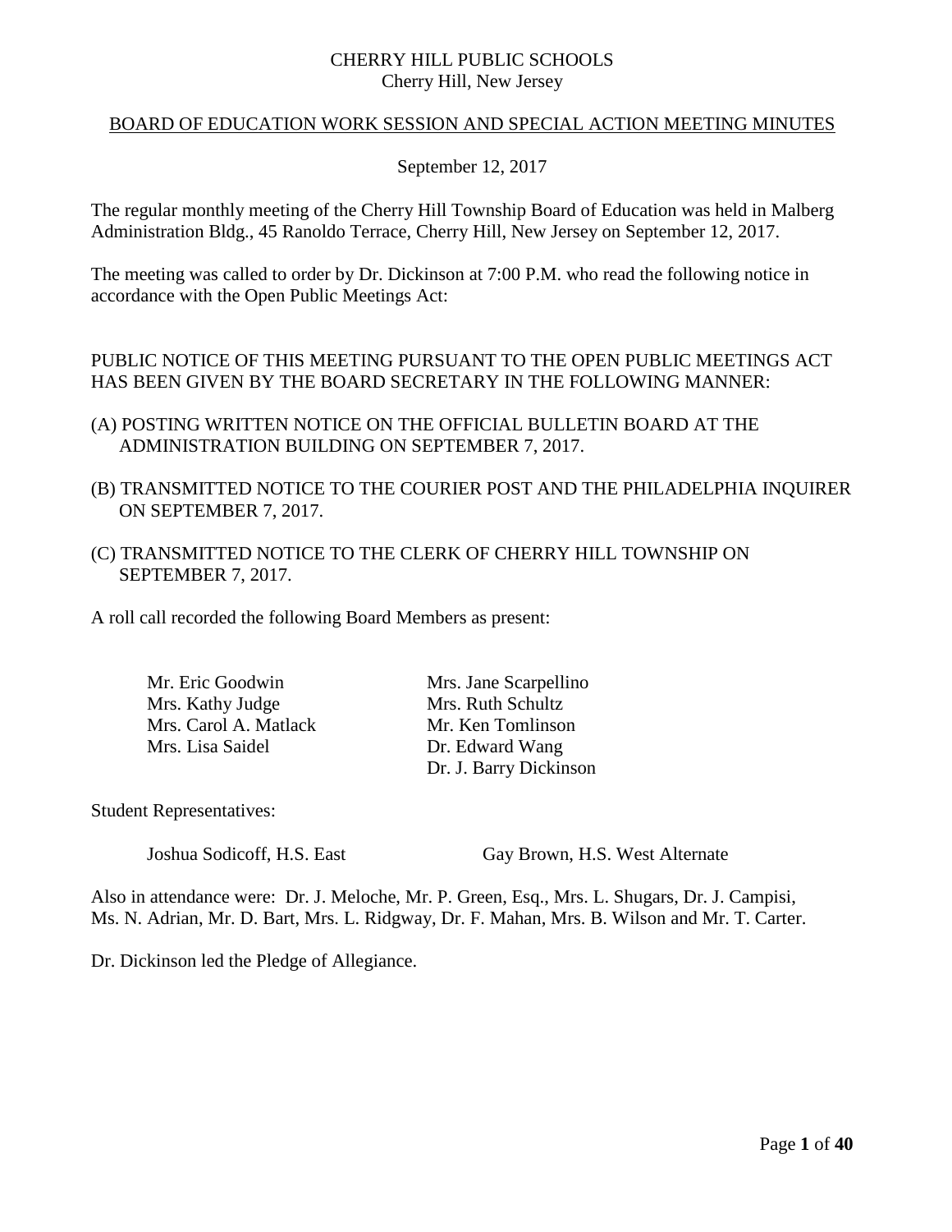CHERRY HILL PUBLIC SCHOOLS
Cherry Hill, New Jersey

BOARD OF EDUCATION WORK SESSION AND SPECIAL ACTION MEETING MINUTES

September 12, 2017

The regular monthly meeting of the Cherry Hill Township Board of Education was held in Malberg Administration Bldg., 45 Ranoldo Terrace, Cherry Hill, New Jersey on September 12, 2017.

The meeting was called to order by Dr. Dickinson at 7:00 P.M. who read the following notice in accordance with the Open Public Meetings Act:

PUBLIC NOTICE OF THIS MEETING PURSUANT TO THE OPEN PUBLIC MEETINGS ACT HAS BEEN GIVEN BY THE BOARD SECRETARY IN THE FOLLOWING MANNER:

(A) POSTING WRITTEN NOTICE ON THE OFFICIAL BULLETIN BOARD AT THE ADMINISTRATION BUILDING ON SEPTEMBER 7, 2017.

(B) TRANSMITTED NOTICE TO THE COURIER POST AND THE PHILADELPHIA INQUIRER ON SEPTEMBER 7, 2017.

(C) TRANSMITTED NOTICE TO THE CLERK OF CHERRY HILL TOWNSHIP ON SEPTEMBER 7, 2017.

A roll call recorded the following Board Members as present:

Mr. Eric Goodwin
Mrs. Kathy Judge
Mrs. Carol A. Matlack
Mrs. Lisa Saidel
Mrs. Jane Scarpellino
Mrs. Ruth Schultz
Mr. Ken Tomlinson
Dr. Edward Wang
Dr. J. Barry Dickinson

Student Representatives:

Joshua Sodicoff, H.S. East
Gay Brown, H.S. West Alternate

Also in attendance were: Dr. J. Meloche, Mr. P. Green, Esq., Mrs. L. Shugars, Dr. J. Campisi, Ms. N. Adrian, Mr. D. Bart, Mrs. L. Ridgway, Dr. F. Mahan, Mrs. B. Wilson and Mr. T. Carter.

Dr. Dickinson led the Pledge of Allegiance.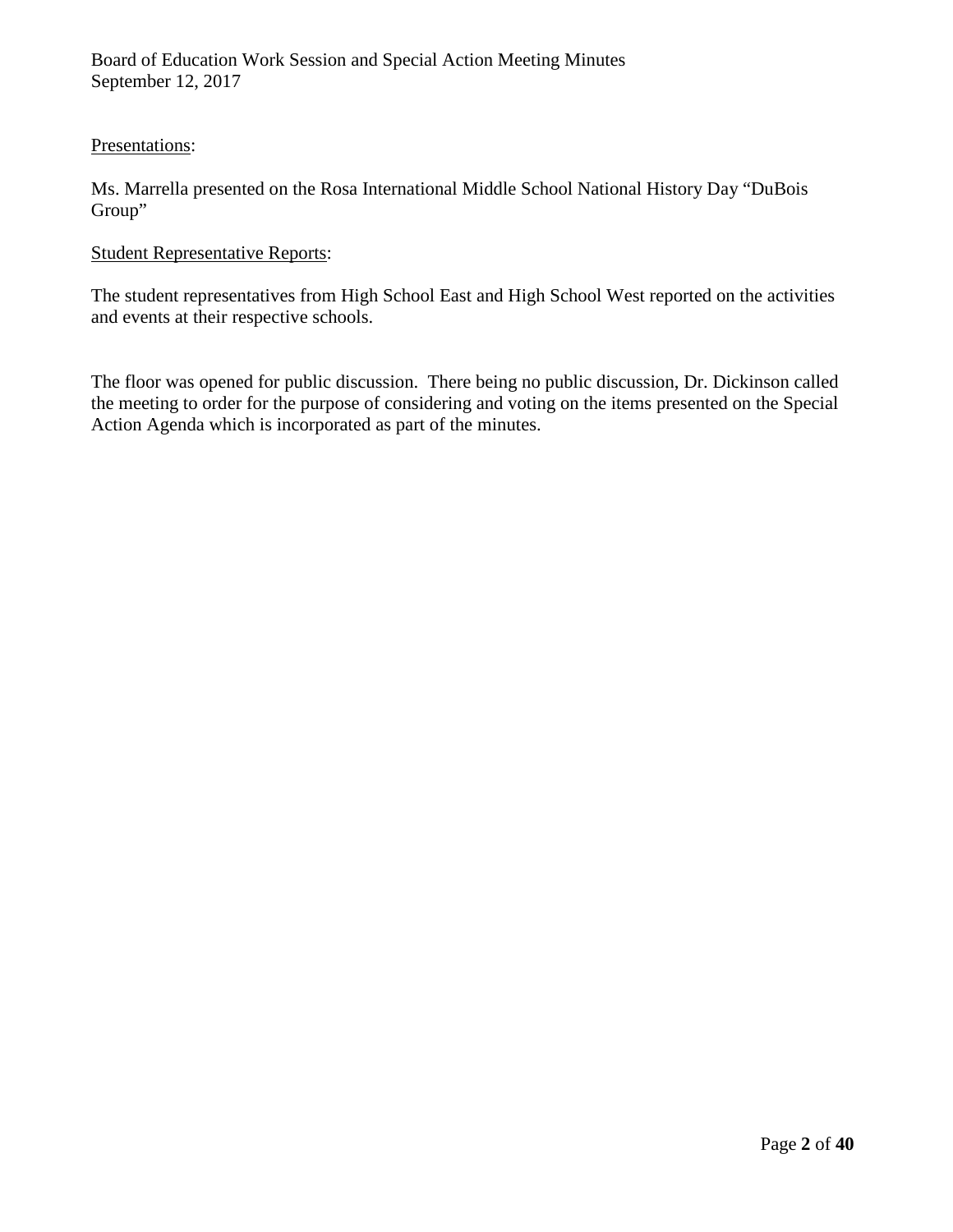<u>Presentations</u>:

Ms. Marrella presented on the Rosa International Middle School National History Day "DuBois Group"

<u>Student Representative Reports</u>:

The student representatives from High School East and High School West reported on the activities and events at their respective schools.

The floor was opened for public discussion. There being no public discussion, Dr. Dickinson called the meeting to order for the purpose of considering and voting on the items presented on the Special Action Agenda which is incorporated as part of the minutes.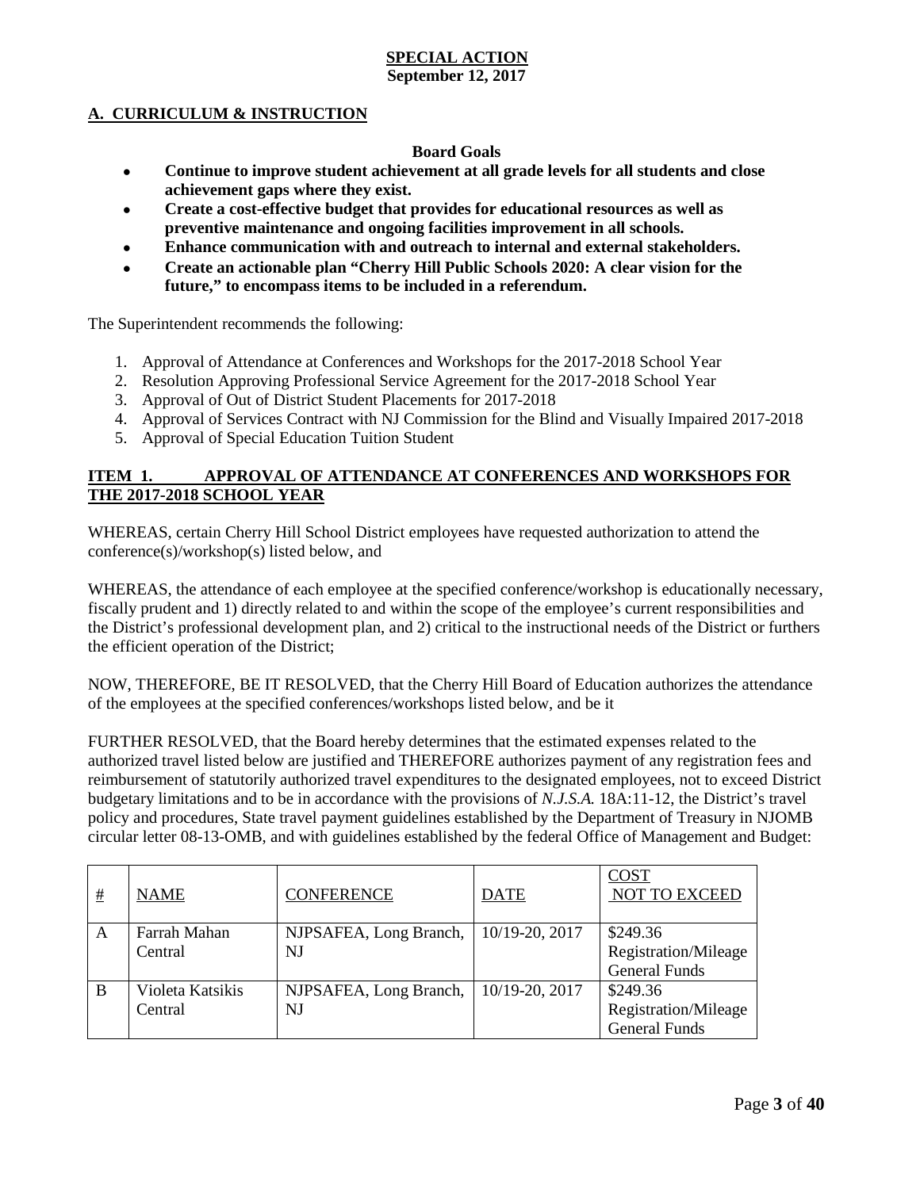**SPECIAL ACTION**
**September 12, 2017**

## A. CURRICULUM & INSTRUCTION

**Board Goals**

- **Continue to improve student achievement at all grade levels for all students and close achievement gaps where they exist.**
- **Create a cost-effective budget that provides for educational resources as well as preventive maintenance and ongoing facilities improvement in all schools.**
- **Enhance communication with and outreach to internal and external stakeholders.**
- **Create an actionable plan "Cherry Hill Public Schools 2020: A clear vision for the future," to encompass items to be included in a referendum.**

The Superintendent recommends the following:

1. Approval of Attendance at Conferences and Workshops for the 2017-2018 School Year
2. Resolution Approving Professional Service Agreement for the 2017-2018 School Year
3. Approval of Out of District Student Placements for 2017-2018
4. Approval of Services Contract with NJ Commission for the Blind and Visually Impaired 2017-2018
5. Approval of Special Education Tuition Student

### ITEM 1. APPROVAL OF ATTENDANCE AT CONFERENCES AND WORKSHOPS FOR THE 2017-2018 SCHOOL YEAR

WHEREAS, certain Cherry Hill School District employees have requested authorization to attend the conference(s)/workshop(s) listed below, and

WHEREAS, the attendance of each employee at the specified conference/workshop is educationally necessary, fiscally prudent and 1) directly related to and within the scope of the employee's current responsibilities and the District's professional development plan, and 2) critical to the instructional needs of the District or furthers the efficient operation of the District;

NOW, THEREFORE, BE IT RESOLVED, that the Cherry Hill Board of Education authorizes the attendance of the employees at the specified conferences/workshops listed below, and be it

FURTHER RESOLVED, that the Board hereby determines that the estimated expenses related to the authorized travel listed below are justified and THEREFORE authorizes payment of any registration fees and reimbursement of statutorily authorized travel expenditures to the designated employees, not to exceed District budgetary limitations and to be in accordance with the provisions of *N.J.S.A.* 18A:11-12, the District's travel policy and procedures, State travel payment guidelines established by the Department of Treasury in NJOMB circular letter 08-13-OMB, and with guidelines established by the federal Office of Management and Budget:

| # | NAME | CONFERENCE | DATE | COST NOT TO EXCEED |
|---|---|---|---|---|
| A | Farrah Mahan Central | NJPSAFEA, Long Branch, NJ | 10/19-20, 2017 | $249.36 Registration/Mileage General Funds |
| B | Violeta Katsikis Central | NJPSAFEA, Long Branch, NJ | 10/19-20, 2017 | $249.36 Registration/Mileage General Funds |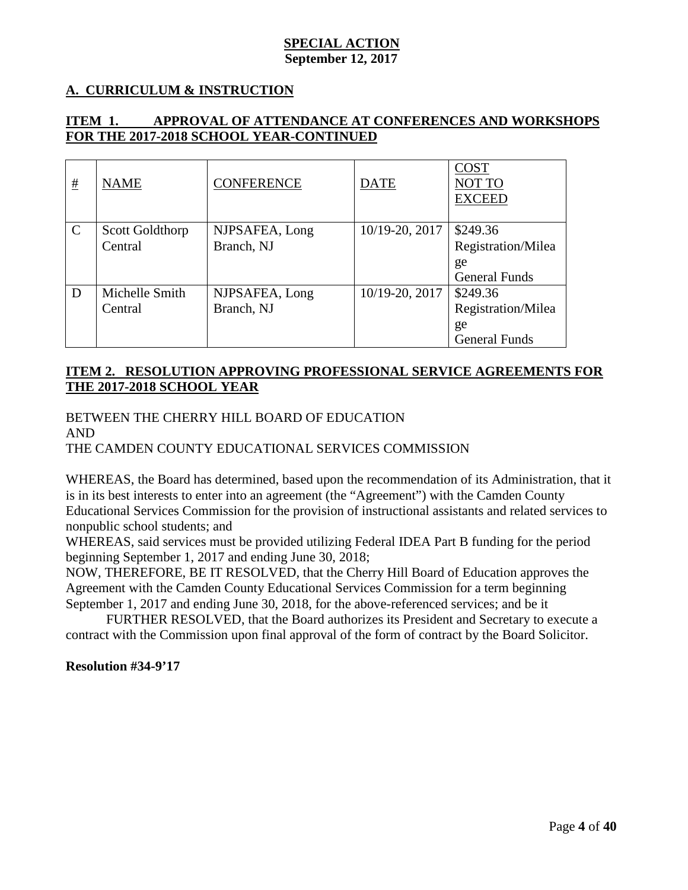**SPECIAL ACTION**
**September 12, 2017**

## A. CURRICULUM & INSTRUCTION

### ITEM 1. APPROVAL OF ATTENDANCE AT CONFERENCES AND WORKSHOPS FOR THE 2017-2018 SCHOOL YEAR-CONTINUED

| # | NAME | CONFERENCE | DATE | COST NOT TO EXCEED |
|---|---|---|---|---|
| C | Scott Goldthorp Central | NJPSAFEA, Long Branch, NJ | 10/19-20, 2017 | $249.36 Registration/Mileage General Funds |
| D | Michelle Smith Central | NJPSAFEA, Long Branch, NJ | 10/19-20, 2017 | $249.36 Registration/Mileage General Funds |

### ITEM 2. RESOLUTION APPROVING PROFESSIONAL SERVICE AGREEMENTS FOR THE 2017-2018 SCHOOL YEAR

BETWEEN THE CHERRY HILL BOARD OF EDUCATION
AND
THE CAMDEN COUNTY EDUCATIONAL SERVICES COMMISSION

WHEREAS, the Board has determined, based upon the recommendation of its Administration, that it is in its best interests to enter into an agreement (the "Agreement") with the Camden County Educational Services Commission for the provision of instructional assistants and related services to nonpublic school students; and

WHEREAS, said services must be provided utilizing Federal IDEA Part B funding for the period beginning September 1, 2017 and ending June 30, 2018;

NOW, THEREFORE, BE IT RESOLVED, that the Cherry Hill Board of Education approves the Agreement with the Camden County Educational Services Commission for a term beginning September 1, 2017 and ending June 30, 2018, for the above-referenced services; and be it

FURTHER RESOLVED, that the Board authorizes its President and Secretary to execute a contract with the Commission upon final approval of the form of contract by the Board Solicitor.

**Resolution #34-9'17**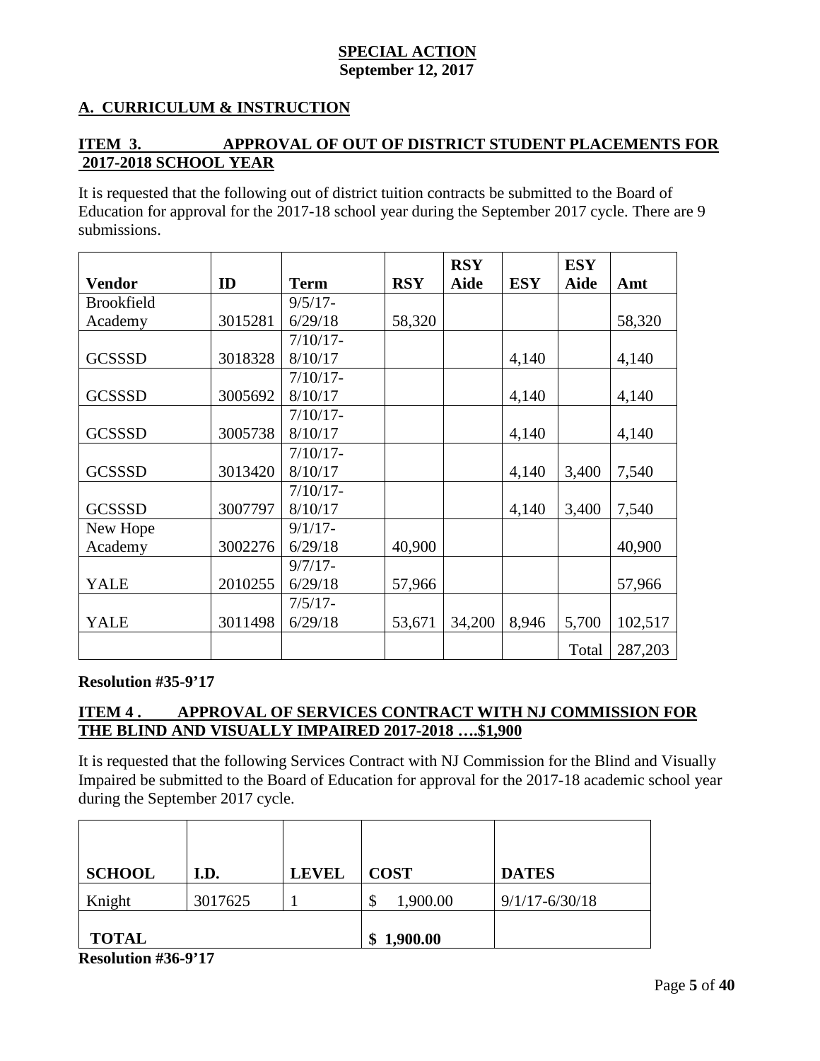**SPECIAL ACTION**
**September 12, 2017**

## A. CURRICULUM & INSTRUCTION

### ITEM 3. APPROVAL OF OUT OF DISTRICT STUDENT PLACEMENTS FOR 2017-2018 SCHOOL YEAR

It is requested that the following out of district tuition contracts be submitted to the Board of Education for approval for the 2017-18 school year during the September 2017 cycle. There are 9 submissions.

| Vendor | ID | Term | RSY | RSY Aide | ESY | ESY Aide | Amt |
|---|---|---|---|---|---|---|---|
| Brookfield Academy | 3015281 | 9/5/17-6/29/18 | 58,320 | | | | 58,320 |
| GCSSSD | 3018328 | 7/10/17-8/10/17 | | | 4,140 | | 4,140 |
| GCSSSD | 3005692 | 7/10/17-8/10/17 | | | 4,140 | | 4,140 |
| GCSSSD | 3005738 | 7/10/17-8/10/17 | | | 4,140 | | 4,140 |
| GCSSSD | 3013420 | 7/10/17-8/10/17 | | | 4,140 | 3,400 | 7,540 |
| GCSSSD | 3007797 | 7/10/17-8/10/17 | | | 4,140 | 3,400 | 7,540 |
| New Hope Academy | 3002276 | 9/1/17-6/29/18 | 40,900 | | | | 40,900 |
| YALE | 2010255 | 9/7/17-6/29/18 | 57,966 | | | | 57,966 |
| YALE | 3011498 | 7/5/17-6/29/18 | 53,671 | 34,200 | 8,946 | 5,700 | 102,517 |
| | | | | | | Total | 287,203 |

**Resolution #35-9'17**

### ITEM 4 . APPROVAL OF SERVICES CONTRACT WITH NJ COMMISSION FOR THE BLIND AND VISUALLY IMPAIRED 2017-2018 ….$1,900

It is requested that the following Services Contract with NJ Commission for the Blind and Visually Impaired be submitted to the Board of Education for approval for the 2017-18 academic school year during the September 2017 cycle.

| SCHOOL | I.D. | LEVEL | COST | DATES |
|---|---|---|---|---|
| Knight | 3017625 | 1 | $ 1,900.00 | 9/1/17-6/30/18 |
| **TOTAL** | | | **$ 1,900.00** | |

**Resolution #36-9'17**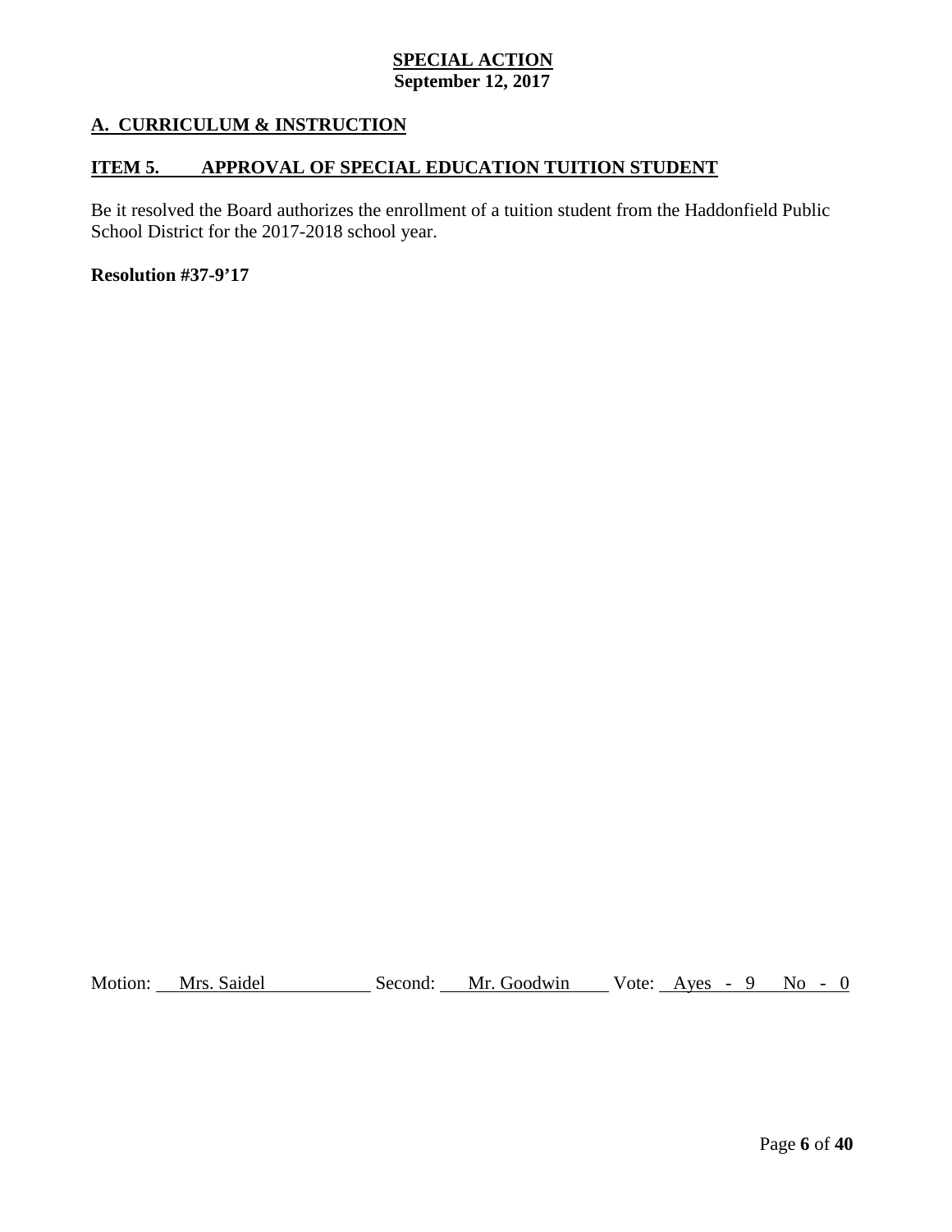**SPECIAL ACTION**
**September 12, 2017**

## A. CURRICULUM & INSTRUCTION

### ITEM 5. APPROVAL OF SPECIAL EDUCATION TUITION STUDENT

Be it resolved the Board authorizes the enrollment of a tuition student from the Haddonfield Public School District for the 2017-2018 school year.

**Resolution #37-9'17**

Motion: Mrs. Saidel Second: Mr. Goodwin Vote: Ayes - 9 No - 0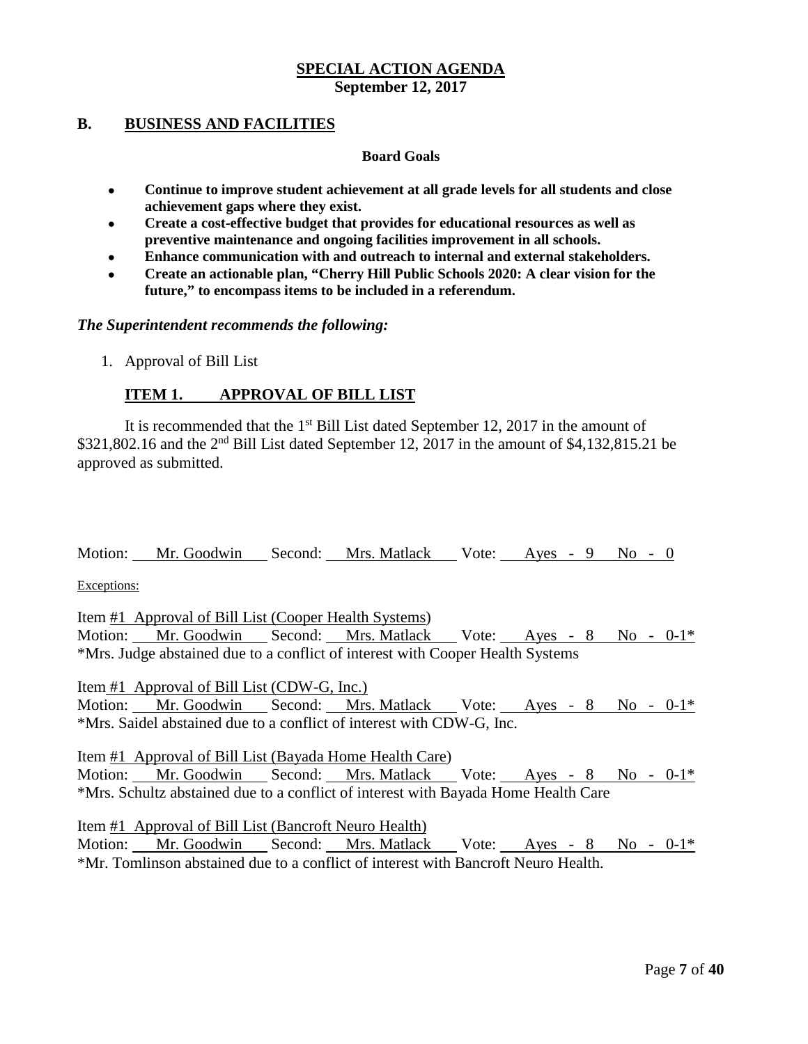**SPECIAL ACTION AGENDA**
**September 12, 2017**

## B. BUSINESS AND FACILITIES

**Board Goals**

- **Continue to improve student achievement at all grade levels for all students and close achievement gaps where they exist.**
- **Create a cost-effective budget that provides for educational resources as well as preventive maintenance and ongoing facilities improvement in all schools.**
- **Enhance communication with and outreach to internal and external stakeholders.**
- **Create an actionable plan, "Cherry Hill Public Schools 2020: A clear vision for the future," to encompass items to be included in a referendum.**

***The Superintendent recommends the following:***

1. Approval of Bill List

### ITEM 1. APPROVAL OF BILL LIST

It is recommended that the 1st Bill List dated September 12, 2017 in the amount of $321,802.16 and the 2nd Bill List dated September 12, 2017 in the amount of $4,132,815.21 be approved as submitted.

Motion: Mr. Goodwin Second: Mrs. Matlack Vote: Ayes - 9 No - 0

Exceptions:

Item #1 Approval of Bill List (Cooper Health Systems)
Motion: Mr. Goodwin Second: Mrs. Matlack Vote: Ayes - 8 No - 0-1*
*Mrs. Judge abstained due to a conflict of interest with Cooper Health Systems

Item #1 Approval of Bill List (CDW-G, Inc.)
Motion: Mr. Goodwin Second: Mrs. Matlack Vote: Ayes - 8 No - 0-1*
*Mrs. Saidel abstained due to a conflict of interest with CDW-G, Inc.

Item #1 Approval of Bill List (Bayada Home Health Care)
Motion: Mr. Goodwin Second: Mrs. Matlack Vote: Ayes - 8 No - 0-1*
*Mrs. Schultz abstained due to a conflict of interest with Bayada Home Health Care

Item #1 Approval of Bill List (Bancroft Neuro Health)
Motion: Mr. Goodwin Second: Mrs. Matlack Vote: Ayes - 8 No - 0-1*
*Mr. Tomlinson abstained due to a conflict of interest with Bancroft Neuro Health.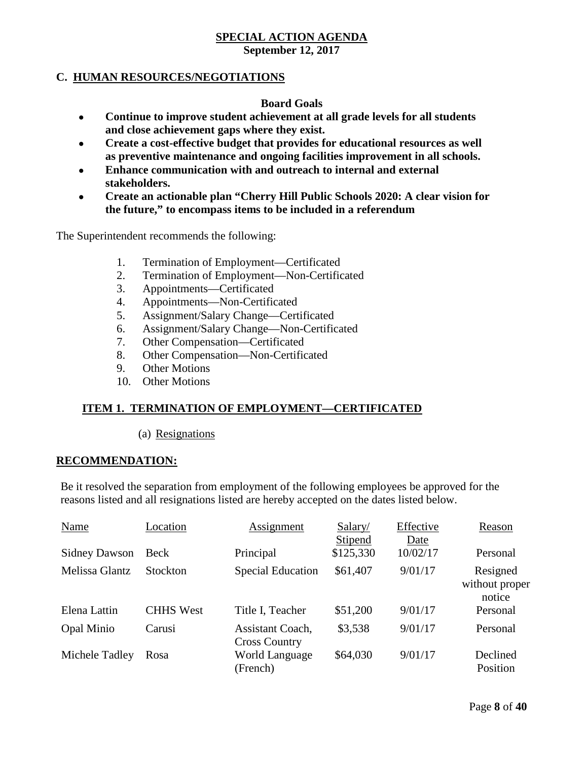# SPECIAL ACTION AGENDA
**September 12, 2017**

## C. HUMAN RESOURCES/NEGOTIATIONS

**Board Goals**

- **Continue to improve student achievement at all grade levels for all students and close achievement gaps where they exist.**
- **Create a cost-effective budget that provides for educational resources as well as preventive maintenance and ongoing facilities improvement in all schools.**
- **Enhance communication with and outreach to internal and external stakeholders.**
- **Create an actionable plan "Cherry Hill Public Schools 2020: A clear vision for the future," to encompass items to be included in a referendum**

The Superintendent recommends the following:

1. Termination of Employment—Certificated
2. Termination of Employment—Non-Certificated
3. Appointments—Certificated
4. Appointments—Non-Certificated
5. Assignment/Salary Change—Certificated
6. Assignment/Salary Change—Non-Certificated
7. Other Compensation—Certificated
8. Other Compensation—Non-Certificated
9. Other Motions
10. Other Motions

### ITEM 1. TERMINATION OF EMPLOYMENT—CERTIFICATED

(a) Resignations

**RECOMMENDATION:**

Be it resolved the separation from employment of the following employees be approved for the reasons listed and all resignations listed are hereby accepted on the dates listed below.

| Name | Location | Assignment | Salary/ Stipend | Effective Date | Reason |
|---|---|---|---|---|---|
| Sidney Dawson | Beck | Principal | $125,330 | 10/02/17 | Personal |
| Melissa Glantz | Stockton | Special Education | $61,407 | 9/01/17 | Resigned without proper notice |
| Elena Lattin | CHHS West | Title I, Teacher | $51,200 | 9/01/17 | Personal |
| Opal Minio | Carusi | Assistant Coach, Cross Country | $3,538 | 9/01/17 | Personal |
| Michele Tadley | Rosa | World Language (French) | $64,030 | 9/01/17 | Declined Position |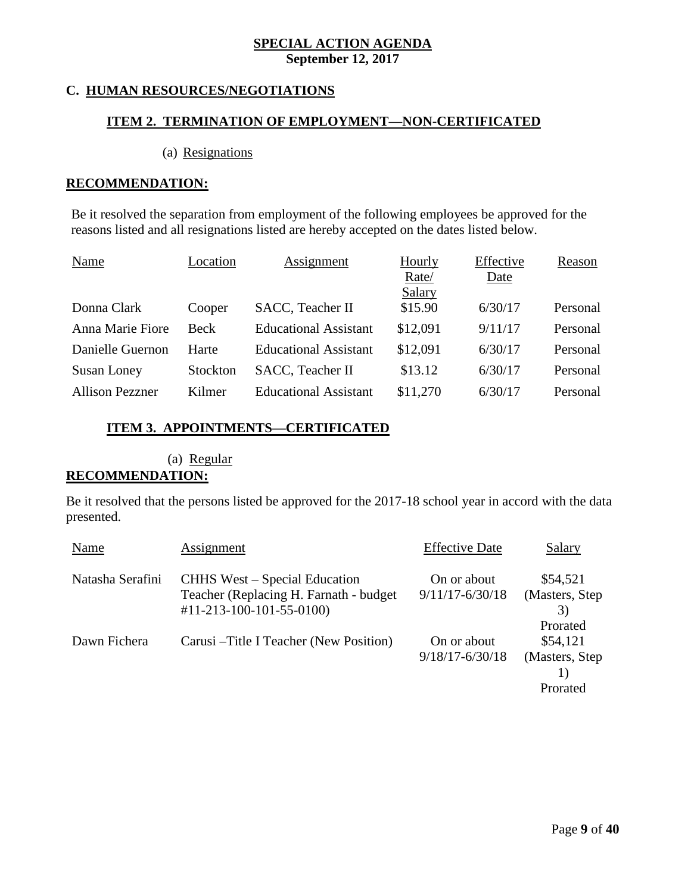**SPECIAL ACTION AGENDA**
**September 12, 2017**

## C. HUMAN RESOURCES/NEGOTIATIONS

### ITEM 2. TERMINATION OF EMPLOYMENT—NON-CERTIFICATED

(a) Resignations

**RECOMMENDATION:**

Be it resolved the separation from employment of the following employees be approved for the reasons listed and all resignations listed are hereby accepted on the dates listed below.

| Name | Location | Assignment | Hourly Rate/ Salary | Effective Date | Reason |
|---|---|---|---|---|---|
| Donna Clark | Cooper | SACC, Teacher II | $15.90 | 6/30/17 | Personal |
| Anna Marie Fiore | Beck | Educational Assistant | $12,091 | 9/11/17 | Personal |
| Danielle Guernon | Harte | Educational Assistant | $12,091 | 6/30/17 | Personal |
| Susan Loney | Stockton | SACC, Teacher II | $13.12 | 6/30/17 | Personal |
| Allison Pezzner | Kilmer | Educational Assistant | $11,270 | 6/30/17 | Personal |

### ITEM 3. APPOINTMENTS—CERTIFICATED

(a) Regular

**RECOMMENDATION:**

Be it resolved that the persons listed be approved for the 2017-18 school year in accord with the data presented.

| Name | Assignment | Effective Date | Salary |
|---|---|---|---|
| Natasha Serafini | CHHS West – Special Education Teacher (Replacing H. Farnath - budget #11-213-100-101-55-0100) | On or about 9/11/17-6/30/18 | $54,521 (Masters, Step 3) Prorated |
| Dawn Fichera | Carusi –Title I Teacher (New Position) | On or about 9/18/17-6/30/18 | $54,121 (Masters, Step 1) Prorated |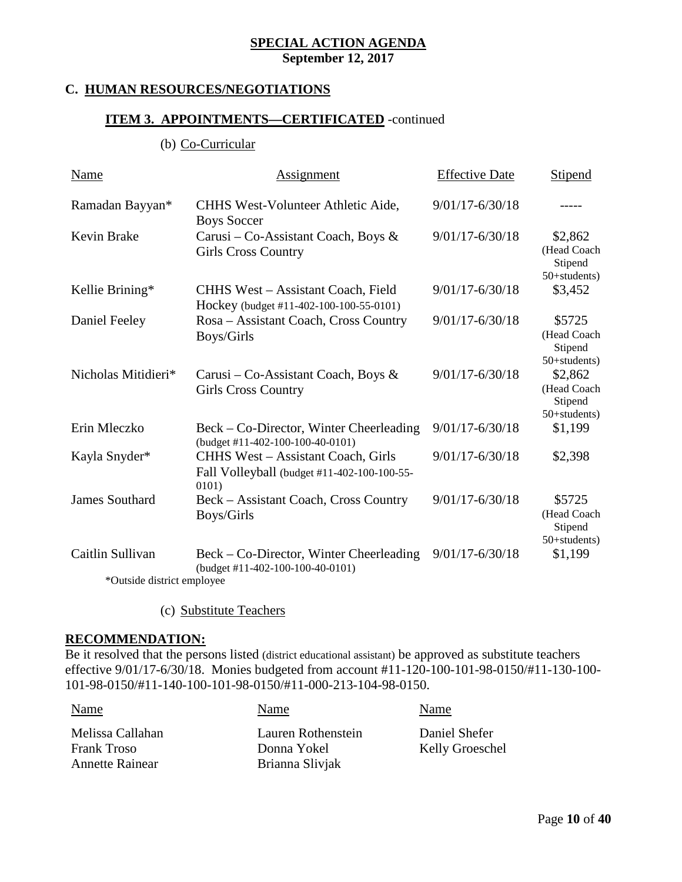**SPECIAL ACTION AGENDA**
**September 12, 2017**

## C. HUMAN RESOURCES/NEGOTIATIONS

### ITEM 3. APPOINTMENTS—CERTIFICATED -continued

(b) Co-Curricular

| Name | Assignment | Effective Date | Stipend |
|---|---|---|---|
| Ramadan Bayyan* | CHHS West-Volunteer Athletic Aide, Boys Soccer | 9/01/17-6/30/18 | ----- |
| Kevin Brake | Carusi – Co-Assistant Coach, Boys & Girls Cross Country | 9/01/17-6/30/18 | $2,862 (Head Coach Stipend 50+students) |
| Kellie Brining* | CHHS West – Assistant Coach, Field Hockey (budget #11-402-100-100-55-0101) | 9/01/17-6/30/18 | $3,452 |
| Daniel Feeley | Rosa – Assistant Coach, Cross Country Boys/Girls | 9/01/17-6/30/18 | $5725 (Head Coach Stipend 50+students) |
| Nicholas Mitidieri* | Carusi – Co-Assistant Coach, Boys & Girls Cross Country | 9/01/17-6/30/18 | $2,862 (Head Coach Stipend 50+students) |
| Erin Mleczko | Beck – Co-Director, Winter Cheerleading (budget #11-402-100-100-40-0101) | 9/01/17-6/30/18 | $1,199 |
| Kayla Snyder* | CHHS West – Assistant Coach, Girls Fall Volleyball (budget #11-402-100-100-55-0101) | 9/01/17-6/30/18 | $2,398 |
| James Southard | Beck – Assistant Coach, Cross Country Boys/Girls | 9/01/17-6/30/18 | $5725 (Head Coach Stipend 50+students) |
| Caitlin Sullivan | Beck – Co-Director, Winter Cheerleading (budget #11-402-100-100-40-0101) | 9/01/17-6/30/18 | $1,199 |

*Outside district employee

(c) Substitute Teachers

**RECOMMENDATION:**

Be it resolved that the persons listed (district educational assistant) be approved as substitute teachers effective 9/01/17-6/30/18. Monies budgeted from account #11-120-100-101-98-0150/#11-130-100-101-98-0150/#11-140-100-101-98-0150/#11-000-213-104-98-0150.

| Name | Name | Name |
|---|---|---|
| Melissa Callahan | Lauren Rothenstein | Daniel Shefer |
| Frank Troso | Donna Yokel | Kelly Groeschel |
| Annette Rainear | Brianna Slivjak | |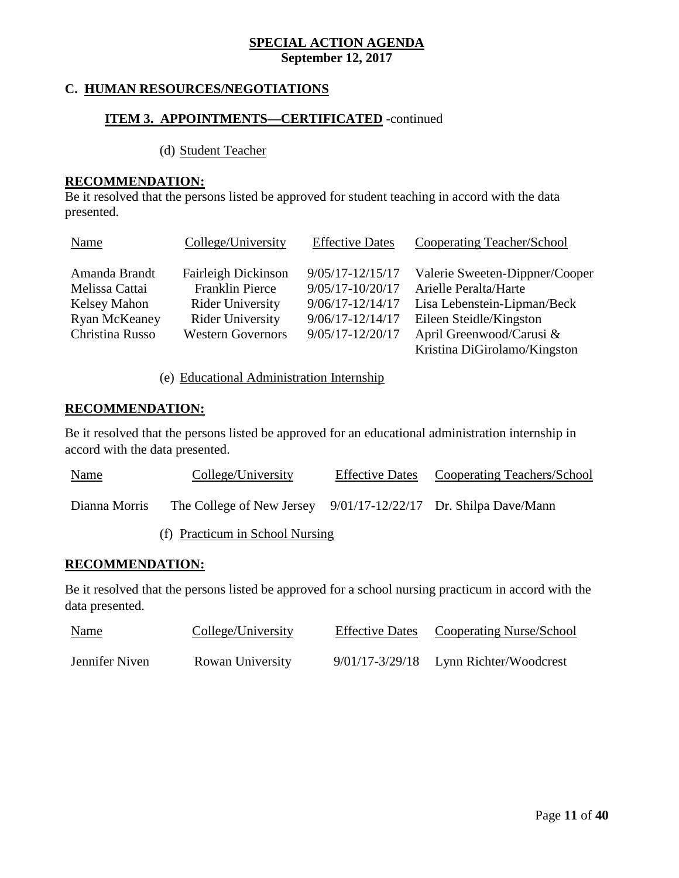**SPECIAL ACTION AGENDA**
**September 12, 2017**

## C. HUMAN RESOURCES/NEGOTIATIONS

### ITEM 3. APPOINTMENTS—CERTIFICATED -continued

(d) Student Teacher

**RECOMMENDATION:**
Be it resolved that the persons listed be approved for student teaching in accord with the data presented.

| Name | College/University | Effective Dates | Cooperating Teacher/School |
|---|---|---|---|
| Amanda Brandt | Fairleigh Dickinson | 9/05/17-12/15/17 | Valerie Sweeten-Dippner/Cooper |
| Melissa Cattai | Franklin Pierce | 9/05/17-10/20/17 | Arielle Peralta/Harte |
| Kelsey Mahon | Rider University | 9/06/17-12/14/17 | Lisa Lebenstein-Lipman/Beck |
| Ryan McKeaney | Rider University | 9/06/17-12/14/17 | Eileen Steidle/Kingston |
| Christina Russo | Western Governors | 9/05/17-12/20/17 | April Greenwood/Carusi & Kristina DiGirolamo/Kingston |

(e) Educational Administration Internship

**RECOMMENDATION:**

Be it resolved that the persons listed be approved for an educational administration internship in accord with the data presented.

| Name | College/University | Effective Dates | Cooperating Teachers/School |
|---|---|---|---|
| Dianna Morris | The College of New Jersey | 9/01/17-12/22/17 | Dr. Shilpa Dave/Mann |

(f) Practicum in School Nursing

**RECOMMENDATION:**

Be it resolved that the persons listed be approved for a school nursing practicum in accord with the data presented.

| Name | College/University | Effective Dates | Cooperating Nurse/School |
|---|---|---|---|
| Jennifer Niven | Rowan University | 9/01/17-3/29/18 | Lynn Richter/Woodcrest |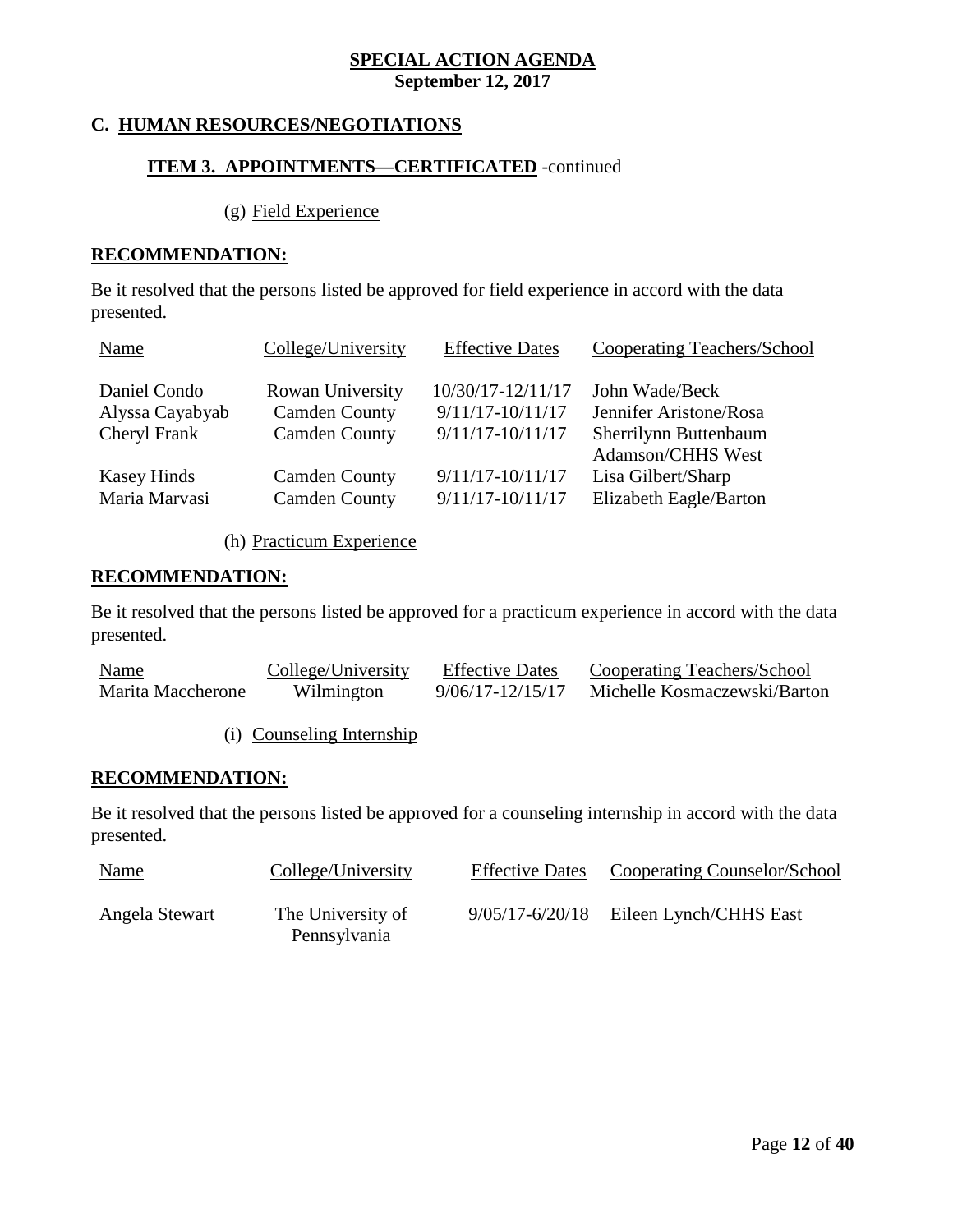**SPECIAL ACTION AGENDA**
**September 12, 2017**

## C. HUMAN RESOURCES/NEGOTIATIONS

### ITEM 3. APPOINTMENTS—CERTIFICATED -continued

(g) Field Experience

**RECOMMENDATION:**

Be it resolved that the persons listed be approved for field experience in accord with the data presented.

| Name | College/University | Effective Dates | Cooperating Teachers/School |
|---|---|---|---|
| Daniel Condo | Rowan University | 10/30/17-12/11/17 | John Wade/Beck |
| Alyssa Cayabyab | Camden County | 9/11/17-10/11/17 | Jennifer Aristone/Rosa |
| Cheryl Frank | Camden County | 9/11/17-10/11/17 | Sherrilynn Buttenbaum Adamson/CHHS West |
| Kasey Hinds | Camden County | 9/11/17-10/11/17 | Lisa Gilbert/Sharp |
| Maria Marvasi | Camden County | 9/11/17-10/11/17 | Elizabeth Eagle/Barton |

(h) Practicum Experience

**RECOMMENDATION:**

Be it resolved that the persons listed be approved for a practicum experience in accord with the data presented.

| Name | College/University | Effective Dates | Cooperating Teachers/School |
|---|---|---|---|
| Marita Maccherone | Wilmington | 9/06/17-12/15/17 | Michelle Kosmaczewski/Barton |

(i) Counseling Internship

**RECOMMENDATION:**

Be it resolved that the persons listed be approved for a counseling internship in accord with the data presented.

| Name | College/University | Effective Dates | Cooperating Counselor/School |
|---|---|---|---|
| Angela Stewart | The University of Pennsylvania | 9/05/17-6/20/18 | Eileen Lynch/CHHS East |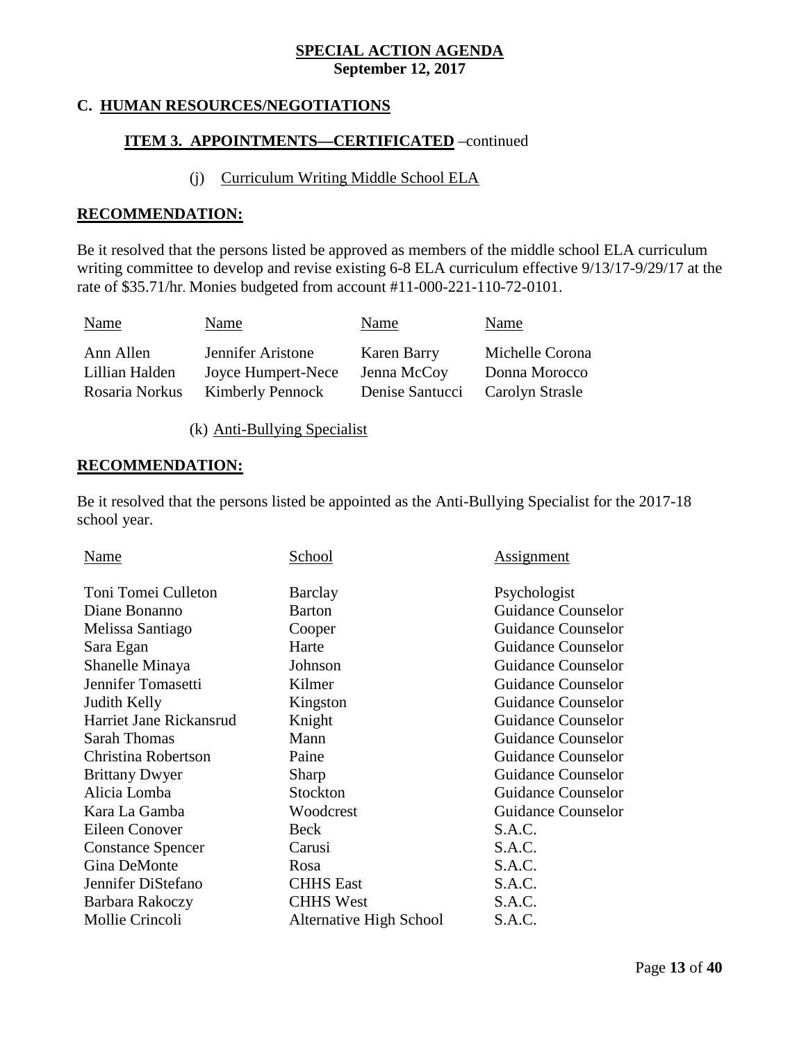**SPECIAL ACTION AGENDA**
**September 12, 2017**

## C. HUMAN RESOURCES/NEGOTIATIONS

### ITEM 3. APPOINTMENTS—CERTIFICATED –continued

(j) Curriculum Writing Middle School ELA

**RECOMMENDATION:**

Be it resolved that the persons listed be approved as members of the middle school ELA curriculum writing committee to develop and revise existing 6-8 ELA curriculum effective 9/13/17-9/29/17 at the rate of $35.71/hr. Monies budgeted from account #11-000-221-110-72-0101.

| Name | Name | Name | Name |
| --- | --- | --- | --- |
| Ann Allen | Jennifer Aristone | Karen Barry | Michelle Corona |
| Lillian Halden | Joyce Humpert-Nece | Jenna McCoy | Donna Morocco |
| Rosaria Norkus | Kimberly Pennock | Denise Santucci | Carolyn Strasle |

(k) Anti-Bullying Specialist

**RECOMMENDATION:**

Be it resolved that the persons listed be appointed as the Anti-Bullying Specialist for the 2017-18 school year.

| Name | School | Assignment |
| --- | --- | --- |
| Toni Tomei Culleton | Barclay | Psychologist |
| Diane Bonanno | Barton | Guidance Counselor |
| Melissa Santiago | Cooper | Guidance Counselor |
| Sara Egan | Harte | Guidance Counselor |
| Shanelle Minaya | Johnson | Guidance Counselor |
| Jennifer Tomasetti | Kilmer | Guidance Counselor |
| Judith Kelly | Kingston | Guidance Counselor |
| Harriet Jane Rickansrud | Knight | Guidance Counselor |
| Sarah Thomas | Mann | Guidance Counselor |
| Christina Robertson | Paine | Guidance Counselor |
| Brittany Dwyer | Sharp | Guidance Counselor |
| Alicia Lomba | Stockton | Guidance Counselor |
| Kara La Gamba | Woodcrest | Guidance Counselor |
| Eileen Conover | Beck | S.A.C. |
| Constance Spencer | Carusi | S.A.C. |
| Gina DeMonte | Rosa | S.A.C. |
| Jennifer DiStefano | CHHS East | S.A.C. |
| Barbara Rakoczy | CHHS West | S.A.C. |
| Mollie Crincoli | Alternative High School | S.A.C. |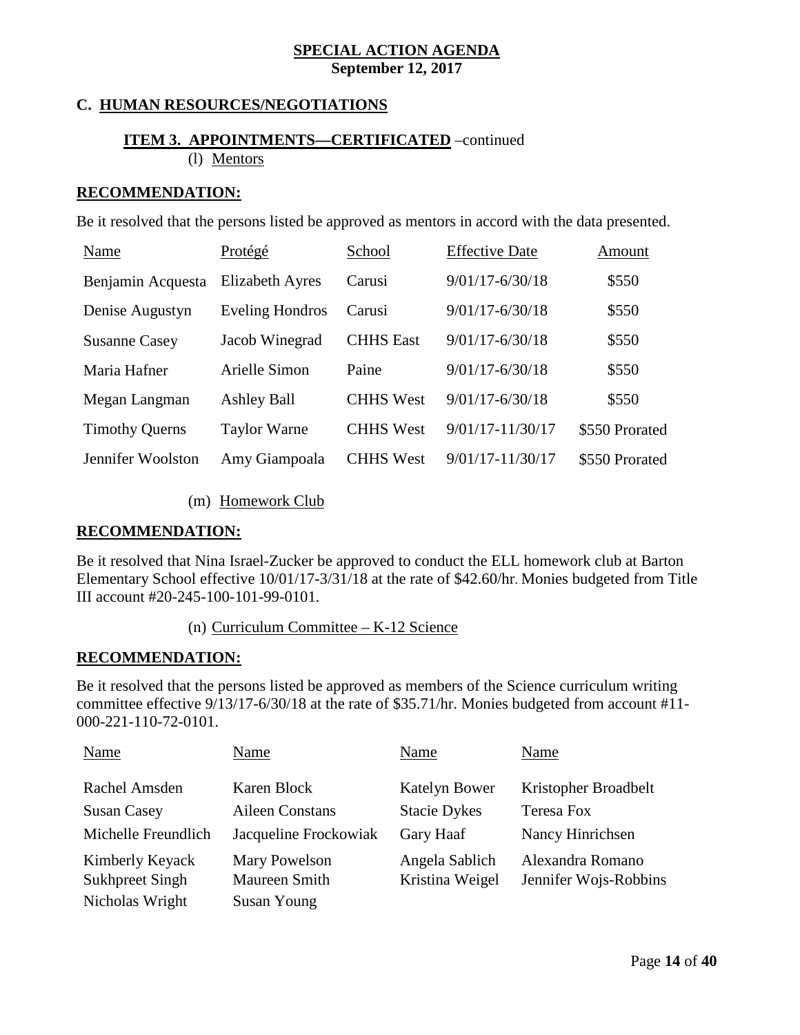**SPECIAL ACTION AGENDA**
**September 12, 2017**

## C. HUMAN RESOURCES/NEGOTIATIONS

### ITEM 3. APPOINTMENTS—CERTIFICATED –continued

(l) Mentors

**RECOMMENDATION:**

Be it resolved that the persons listed be approved as mentors in accord with the data presented.

| Name | Protégé | School | Effective Date | Amount |
|---|---|---|---|---|
| Benjamin Acquesta | Elizabeth Ayres | Carusi | 9/01/17-6/30/18 | $550 |
| Denise Augustyn | Eveling Hondros | Carusi | 9/01/17-6/30/18 | $550 |
| Susanne Casey | Jacob Winegrad | CHHS East | 9/01/17-6/30/18 | $550 |
| Maria Hafner | Arielle Simon | Paine | 9/01/17-6/30/18 | $550 |
| Megan Langman | Ashley Ball | CHHS West | 9/01/17-6/30/18 | $550 |
| Timothy Querns | Taylor Warne | CHHS West | 9/01/17-11/30/17 | $550 Prorated |
| Jennifer Woolston | Amy Giampoala | CHHS West | 9/01/17-11/30/17 | $550 Prorated |

(m) Homework Club

**RECOMMENDATION:**

Be it resolved that Nina Israel-Zucker be approved to conduct the ELL homework club at Barton Elementary School effective 10/01/17-3/31/18 at the rate of $42.60/hr. Monies budgeted from Title III account #20-245-100-101-99-0101.

(n) Curriculum Committee – K-12 Science

**RECOMMENDATION:**

Be it resolved that the persons listed be approved as members of the Science curriculum writing committee effective 9/13/17-6/30/18 at the rate of $35.71/hr. Monies budgeted from account #11-000-221-110-72-0101.

| Name | Name | Name | Name |
|---|---|---|---|
| Rachel Amsden | Karen Block | Katelyn Bower | Kristopher Broadbelt |
| Susan Casey | Aileen Constans | Stacie Dykes | Teresa Fox |
| Michelle Freundlich | Jacqueline Frockowiak | Gary Haaf | Nancy Hinrichsen |
| Kimberly Keyack | Mary Powelson | Angela Sablich | Alexandra Romano |
| Sukhpreet Singh | Maureen Smith | Kristina Weigel | Jennifer Wojs-Robbins |
| Nicholas Wright | Susan Young | | |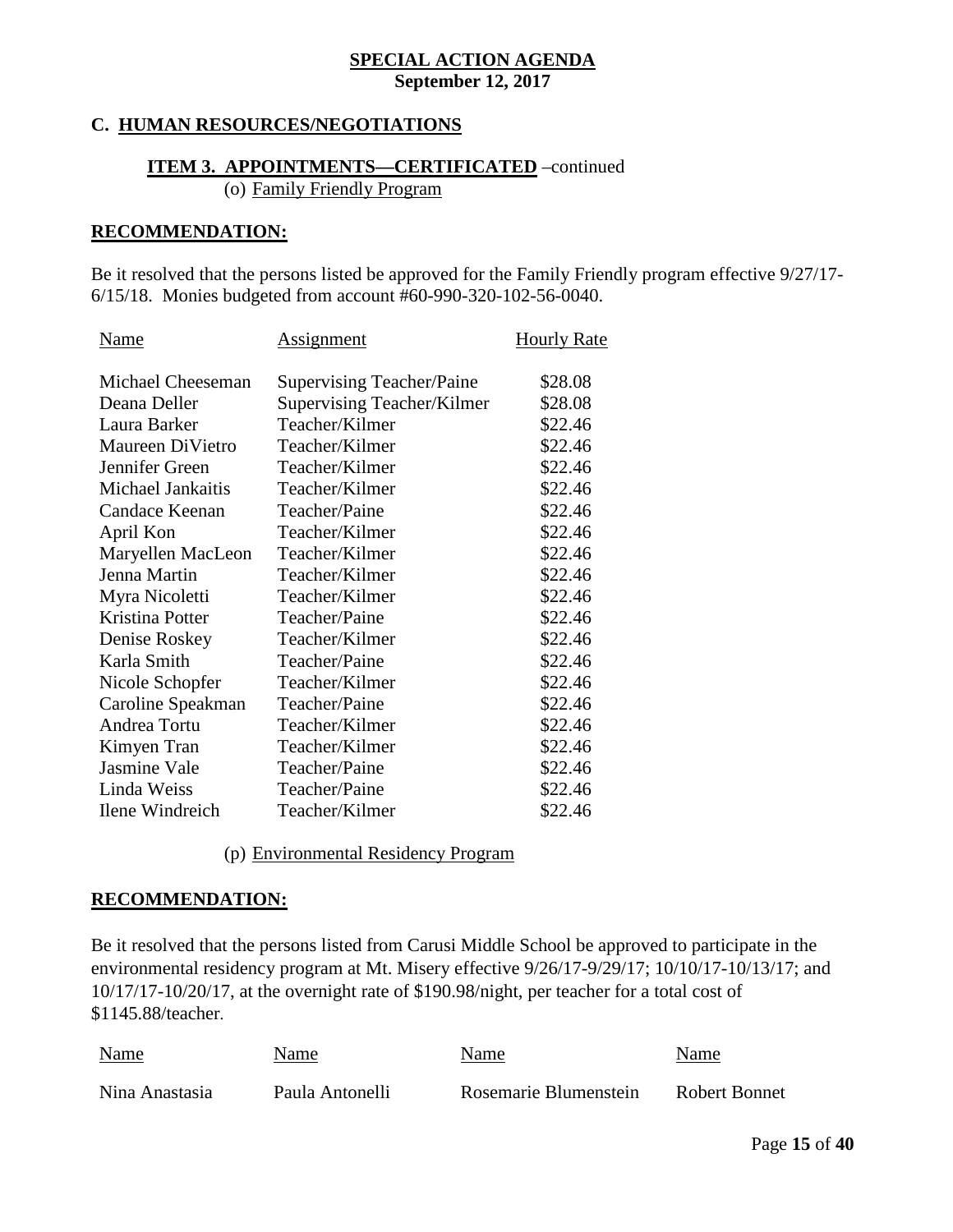**SPECIAL ACTION AGENDA**
**September 12, 2017**

## C. HUMAN RESOURCES/NEGOTIATIONS

### ITEM 3. APPOINTMENTS—CERTIFICATED –continued

(o) Family Friendly Program

**RECOMMENDATION:**

Be it resolved that the persons listed be approved for the Family Friendly program effective 9/27/17-6/15/18. Monies budgeted from account #60-990-320-102-56-0040.

| Name | Assignment | Hourly Rate |
|---|---|---|
| Michael Cheeseman | Supervising Teacher/Paine | $28.08 |
| Deana Deller | Supervising Teacher/Kilmer | $28.08 |
| Laura Barker | Teacher/Kilmer | $22.46 |
| Maureen DiVietro | Teacher/Kilmer | $22.46 |
| Jennifer Green | Teacher/Kilmer | $22.46 |
| Michael Jankaitis | Teacher/Kilmer | $22.46 |
| Candace Keenan | Teacher/Paine | $22.46 |
| April Kon | Teacher/Kilmer | $22.46 |
| Maryellen MacLeon | Teacher/Kilmer | $22.46 |
| Jenna Martin | Teacher/Kilmer | $22.46 |
| Myra Nicoletti | Teacher/Kilmer | $22.46 |
| Kristina Potter | Teacher/Paine | $22.46 |
| Denise Roskey | Teacher/Kilmer | $22.46 |
| Karla Smith | Teacher/Paine | $22.46 |
| Nicole Schopfer | Teacher/Kilmer | $22.46 |
| Caroline Speakman | Teacher/Paine | $22.46 |
| Andrea Tortu | Teacher/Kilmer | $22.46 |
| Kimyen Tran | Teacher/Kilmer | $22.46 |
| Jasmine Vale | Teacher/Paine | $22.46 |
| Linda Weiss | Teacher/Paine | $22.46 |
| Ilene Windreich | Teacher/Kilmer | $22.46 |

(p) Environmental Residency Program

**RECOMMENDATION:**

Be it resolved that the persons listed from Carusi Middle School be approved to participate in the environmental residency program at Mt. Misery effective 9/26/17-9/29/17; 10/10/17-10/13/17; and 10/17/17-10/20/17, at the overnight rate of $190.98/night, per teacher for a total cost of $1145.88/teacher.

| Name | Name | Name | Name |
|---|---|---|---|
| Nina Anastasia | Paula Antonelli | Rosemarie Blumenstein | Robert Bonnet |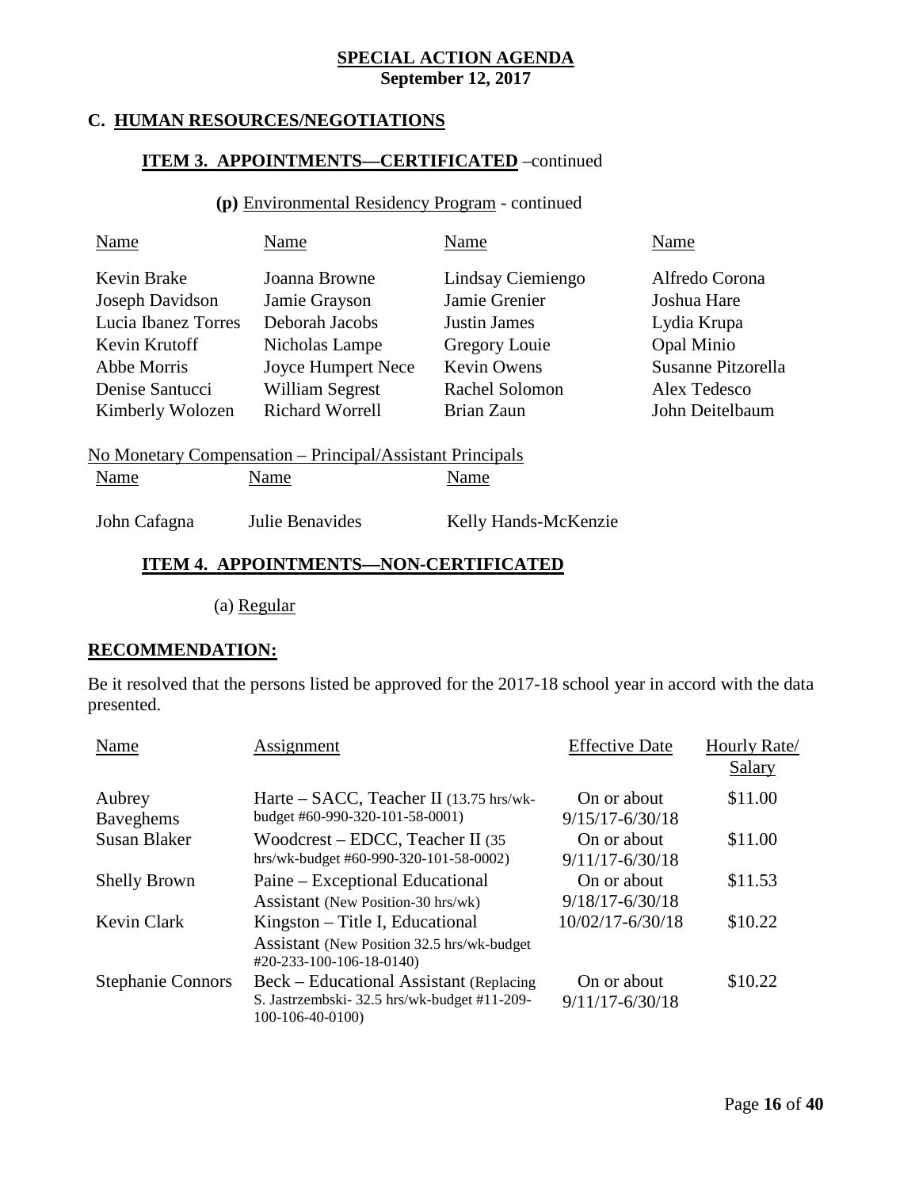**SPECIAL ACTION AGENDA**
**September 12, 2017**

## C. HUMAN RESOURCES/NEGOTIATIONS

### ITEM 3. APPOINTMENTS—CERTIFICATED –continued

**(p)** Environmental Residency Program - continued

| Name | Name | Name | Name |
|---|---|---|---|
| Kevin Brake | Joanna Browne | Lindsay Ciemiengo | Alfredo Corona |
| Joseph Davidson | Jamie Grayson | Jamie Grenier | Joshua Hare |
| Lucia Ibanez Torres | Deborah Jacobs | Justin James | Lydia Krupa |
| Kevin Krutoff | Nicholas Lampe | Gregory Louie | Opal Minio |
| Abbe Morris | Joyce Humpert Nece | Kevin Owens | Susanne Pitzorella |
| Denise Santucci | William Segrest | Rachel Solomon | Alex Tedesco |
| Kimberly Wolozen | Richard Worrell | Brian Zaun | John Deitelbaum |

No Monetary Compensation – Principal/Assistant Principals

| Name | Name | Name |
|---|---|---|
| John Cafagna | Julie Benavides | Kelly Hands-McKenzie |

### ITEM 4. APPOINTMENTS—NON-CERTIFICATED

(a) Regular

**RECOMMENDATION:**

Be it resolved that the persons listed be approved for the 2017-18 school year in accord with the data presented.

| Name | Assignment | Effective Date | Hourly Rate/ Salary |
|---|---|---|---|
| Aubrey Baveghems | Harte – SACC, Teacher II (13.75 hrs/wk-budget #60-990-320-101-58-0001) | On or about 9/15/17-6/30/18 | \$11.00 |
| Susan Blaker | Woodcrest – EDCC, Teacher II (35 hrs/wk-budget #60-990-320-101-58-0002) | On or about 9/11/17-6/30/18 | \$11.00 |
| Shelly Brown | Paine – Exceptional Educational Assistant (New Position-30 hrs/wk) | On or about 9/18/17-6/30/18 | \$11.53 |
| Kevin Clark | Kingston – Title I, Educational Assistant (New Position 32.5 hrs/wk-budget #20-233-100-106-18-0140) | 10/02/17-6/30/18 | \$10.22 |
| Stephanie Connors | Beck – Educational Assistant (Replacing S. Jastrzembski- 32.5 hrs/wk-budget #11-209-100-106-40-0100) | On or about 9/11/17-6/30/18 | \$10.22 |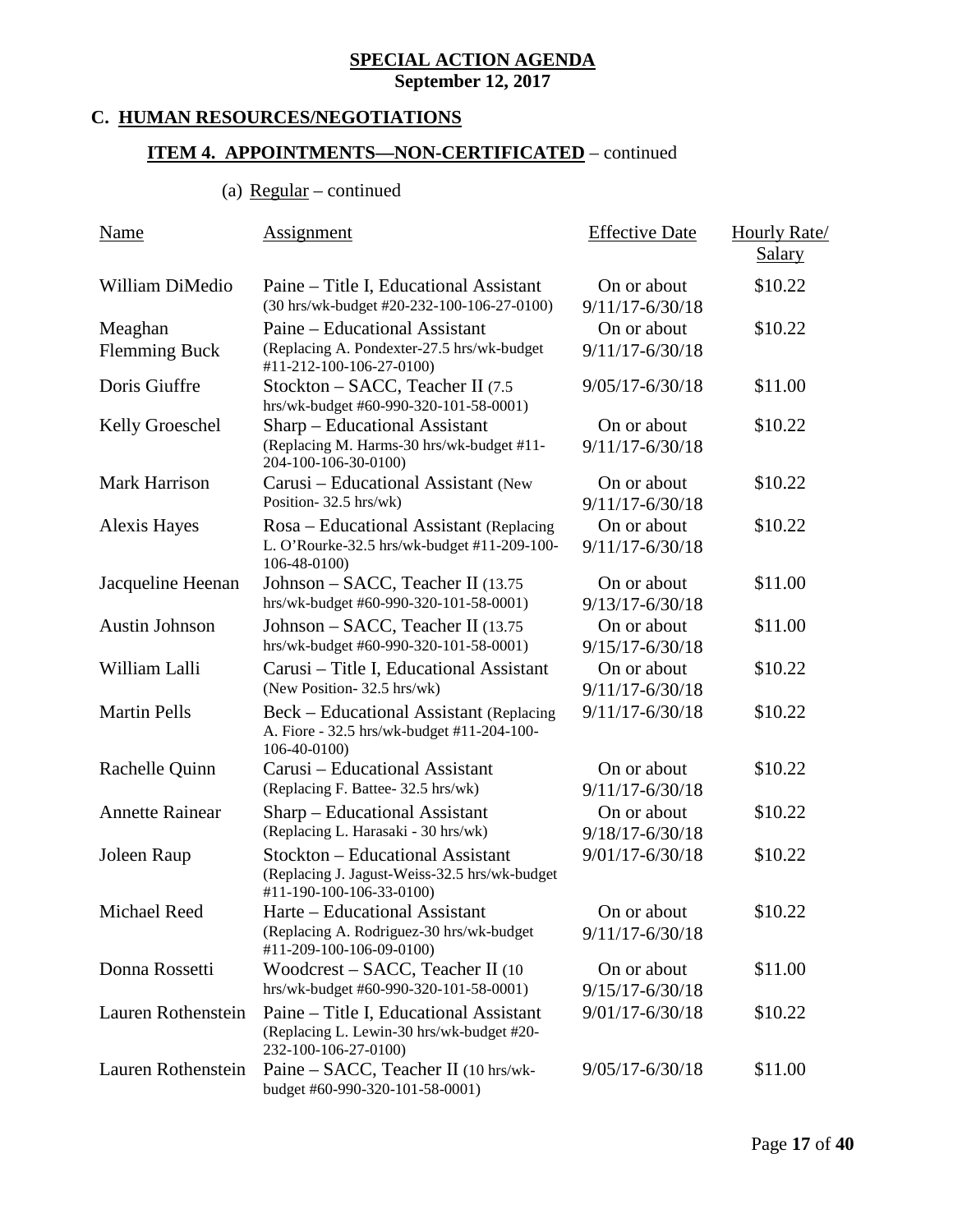**SPECIAL ACTION AGENDA**
**September 12, 2017**

## C. HUMAN RESOURCES/NEGOTIATIONS

### ITEM 4. APPOINTMENTS—NON-CERTIFICATED – continued

(a) Regular – continued

| Name | Assignment | Effective Date | Hourly Rate/ Salary |
|---|---|---|---|
| William DiMedio | Paine – Title I, Educational Assistant (30 hrs/wk-budget #20-232-100-106-27-0100) | On or about 9/11/17-6/30/18 | $10.22 |
| Meaghan Flemming Buck | Paine – Educational Assistant (Replacing A. Pondexter-27.5 hrs/wk-budget #11-212-100-106-27-0100) | On or about 9/11/17-6/30/18 | $10.22 |
| Doris Giuffre | Stockton – SACC, Teacher II (7.5 hrs/wk-budget #60-990-320-101-58-0001) | 9/05/17-6/30/18 | $11.00 |
| Kelly Groeschel | Sharp – Educational Assistant (Replacing M. Harms-30 hrs/wk-budget #11-204-100-106-30-0100) | On or about 9/11/17-6/30/18 | $10.22 |
| Mark Harrison | Carusi – Educational Assistant (New Position- 32.5 hrs/wk) | On or about 9/11/17-6/30/18 | $10.22 |
| Alexis Hayes | Rosa – Educational Assistant (Replacing L. O'Rourke-32.5 hrs/wk-budget #11-209-100-106-48-0100) | On or about 9/11/17-6/30/18 | $10.22 |
| Jacqueline Heenan | Johnson – SACC, Teacher II (13.75 hrs/wk-budget #60-990-320-101-58-0001) | On or about 9/13/17-6/30/18 | $11.00 |
| Austin Johnson | Johnson – SACC, Teacher II (13.75 hrs/wk-budget #60-990-320-101-58-0001) | On or about 9/15/17-6/30/18 | $11.00 |
| William Lalli | Carusi – Title I, Educational Assistant (New Position- 32.5 hrs/wk) | On or about 9/11/17-6/30/18 | $10.22 |
| Martin Pells | Beck – Educational Assistant (Replacing A. Fiore - 32.5 hrs/wk-budget #11-204-100-106-40-0100) | 9/11/17-6/30/18 | $10.22 |
| Rachelle Quinn | Carusi – Educational Assistant (Replacing F. Battee- 32.5 hrs/wk) | On or about 9/11/17-6/30/18 | $10.22 |
| Annette Rainear | Sharp – Educational Assistant (Replacing L. Harasaki - 30 hrs/wk) | On or about 9/18/17-6/30/18 | $10.22 |
| Joleen Raup | Stockton – Educational Assistant (Replacing J. Jagust-Weiss-32.5 hrs/wk-budget #11-190-100-106-33-0100) | 9/01/17-6/30/18 | $10.22 |
| Michael Reed | Harte – Educational Assistant (Replacing A. Rodriguez-30 hrs/wk-budget #11-209-100-106-09-0100) | On or about 9/11/17-6/30/18 | $10.22 |
| Donna Rossetti | Woodcrest – SACC, Teacher II (10 hrs/wk-budget #60-990-320-101-58-0001) | On or about 9/15/17-6/30/18 | $11.00 |
| Lauren Rothenstein | Paine – Title I, Educational Assistant (Replacing L. Lewin-30 hrs/wk-budget #20-232-100-106-27-0100) | 9/01/17-6/30/18 | $10.22 |
| Lauren Rothenstein | Paine – SACC, Teacher II (10 hrs/wk-budget #60-990-320-101-58-0001) | 9/05/17-6/30/18 | $11.00 |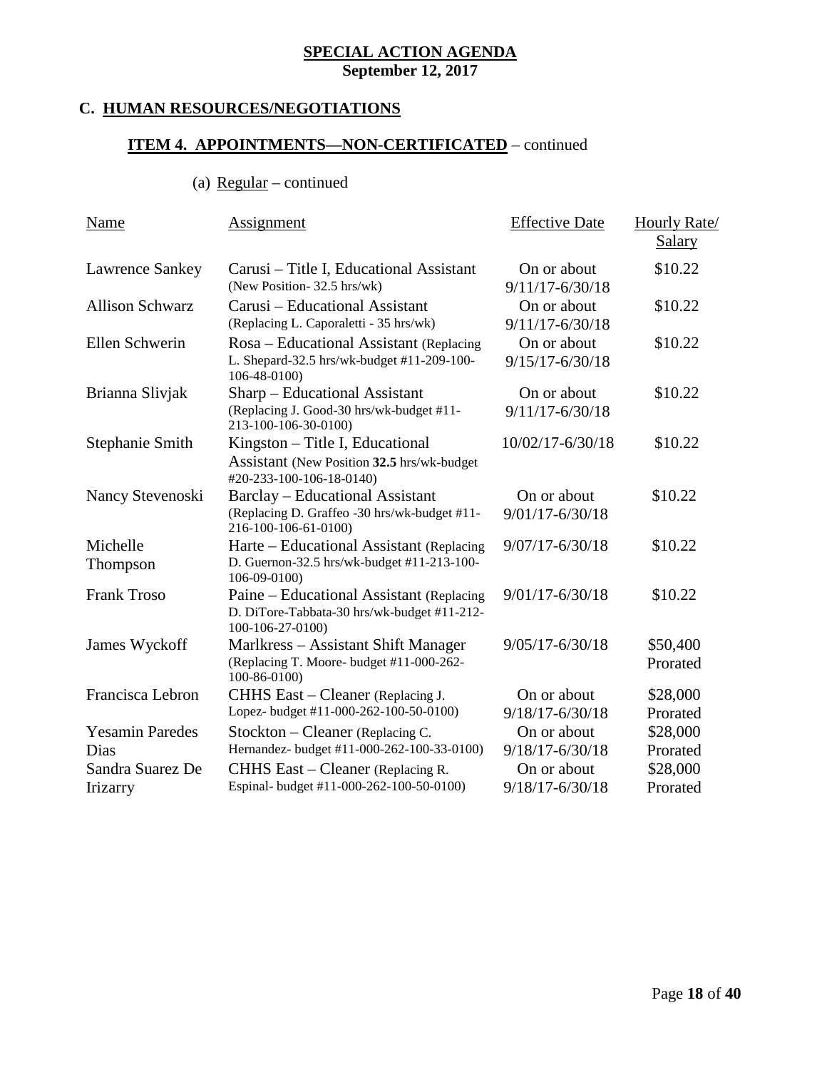**SPECIAL ACTION AGENDA**
**September 12, 2017**

## C. HUMAN RESOURCES/NEGOTIATIONS

### ITEM 4. APPOINTMENTS—NON-CERTIFICATED – continued

(a) Regular – continued

| Name | Assignment | Effective Date | Hourly Rate/ Salary |
|---|---|---|---|
| Lawrence Sankey | Carusi – Title I, Educational Assistant (New Position- 32.5 hrs/wk) | On or about 9/11/17-6/30/18 | \$10.22 |
| Allison Schwarz | Carusi – Educational Assistant (Replacing L. Caporaletti - 35 hrs/wk) | On or about 9/11/17-6/30/18 | \$10.22 |
| Ellen Schwerin | Rosa – Educational Assistant (Replacing L. Shepard-32.5 hrs/wk-budget #11-209-100-106-48-0100) | On or about 9/15/17-6/30/18 | \$10.22 |
| Brianna Slivjak | Sharp – Educational Assistant (Replacing J. Good-30 hrs/wk-budget #11-213-100-106-30-0100) | On or about 9/11/17-6/30/18 | \$10.22 |
| Stephanie Smith | Kingston – Title I, Educational Assistant (New Position **32.5** hrs/wk-budget #20-233-100-106-18-0140) | 10/02/17-6/30/18 | \$10.22 |
| Nancy Stevenoski | Barclay – Educational Assistant (Replacing D. Graffeo -30 hrs/wk-budget #11-216-100-106-61-0100) | On or about 9/01/17-6/30/18 | \$10.22 |
| Michelle Thompson | Harte – Educational Assistant (Replacing D. Guernon-32.5 hrs/wk-budget #11-213-100-106-09-0100) | 9/07/17-6/30/18 | \$10.22 |
| Frank Troso | Paine – Educational Assistant (Replacing D. DiTore-Tabbata-30 hrs/wk-budget #11-212-100-106-27-0100) | 9/01/17-6/30/18 | \$10.22 |
| James Wyckoff | Marlkress – Assistant Shift Manager (Replacing T. Moore- budget #11-000-262-100-86-0100) | 9/05/17-6/30/18 | \$50,400 Prorated |
| Francisca Lebron | CHHS East – Cleaner (Replacing J. Lopez- budget #11-000-262-100-50-0100) | On or about 9/18/17-6/30/18 | \$28,000 Prorated |
| Yesamin Paredes Dias | Stockton – Cleaner (Replacing C. Hernandez- budget #11-000-262-100-33-0100) | On or about 9/18/17-6/30/18 | \$28,000 Prorated |
| Sandra Suarez De Irizarry | CHHS East – Cleaner (Replacing R. Espinal- budget #11-000-262-100-50-0100) | On or about 9/18/17-6/30/18 | \$28,000 Prorated |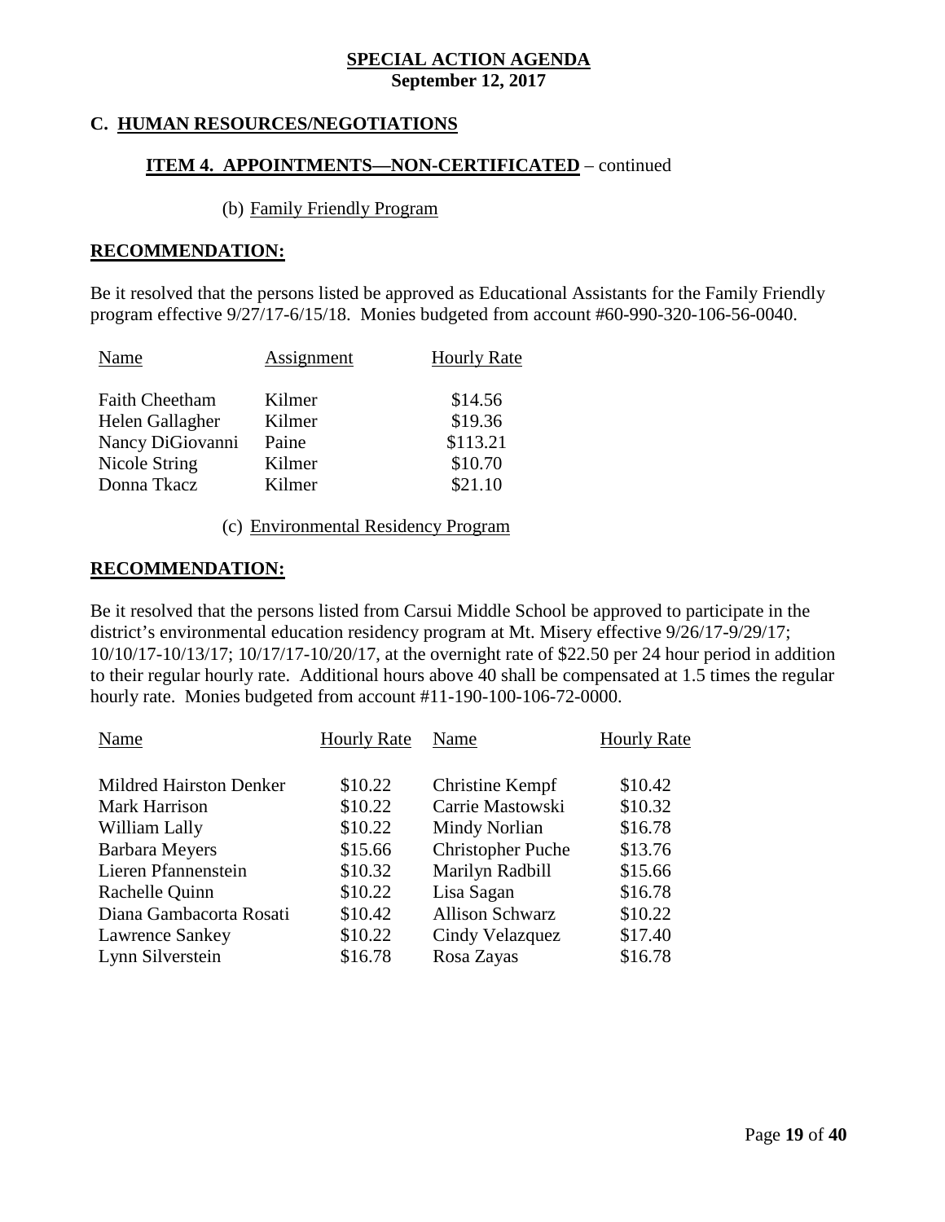**SPECIAL ACTION AGENDA**
**September 12, 2017**

## C. HUMAN RESOURCES/NEGOTIATIONS

### ITEM 4. APPOINTMENTS—NON-CERTIFICATED – continued

(b) Family Friendly Program

**RECOMMENDATION:**

Be it resolved that the persons listed be approved as Educational Assistants for the Family Friendly program effective 9/27/17-6/15/18. Monies budgeted from account #60-990-320-106-56-0040.

| Name | Assignment | Hourly Rate |
|---|---|---|
| Faith Cheetham | Kilmer | \$14.56 |
| Helen Gallagher | Kilmer | \$19.36 |
| Nancy DiGiovanni | Paine | \$113.21 |
| Nicole String | Kilmer | \$10.70 |
| Donna Tkacz | Kilmer | \$21.10 |

(c) Environmental Residency Program

**RECOMMENDATION:**

Be it resolved that the persons listed from Carsui Middle School be approved to participate in the district's environmental education residency program at Mt. Misery effective 9/26/17-9/29/17; 10/10/17-10/13/17; 10/17/17-10/20/17, at the overnight rate of \$22.50 per 24 hour period in addition to their regular hourly rate. Additional hours above 40 shall be compensated at 1.5 times the regular hourly rate. Monies budgeted from account #11-190-100-106-72-0000.

| Name | Hourly Rate | Name | Hourly Rate |
|---|---|---|---|
| Mildred Hairston Denker | \$10.22 | Christine Kempf | \$10.42 |
| Mark Harrison | \$10.22 | Carrie Mastowski | \$10.32 |
| William Lally | \$10.22 | Mindy Norlian | \$16.78 |
| Barbara Meyers | \$15.66 | Christopher Puche | \$13.76 |
| Lieren Pfannenstein | \$10.32 | Marilyn Radbill | \$15.66 |
| Rachelle Quinn | \$10.22 | Lisa Sagan | \$16.78 |
| Diana Gambacorta Rosati | \$10.42 | Allison Schwarz | \$10.22 |
| Lawrence Sankey | \$10.22 | Cindy Velazquez | \$17.40 |
| Lynn Silverstein | \$16.78 | Rosa Zayas | \$16.78 |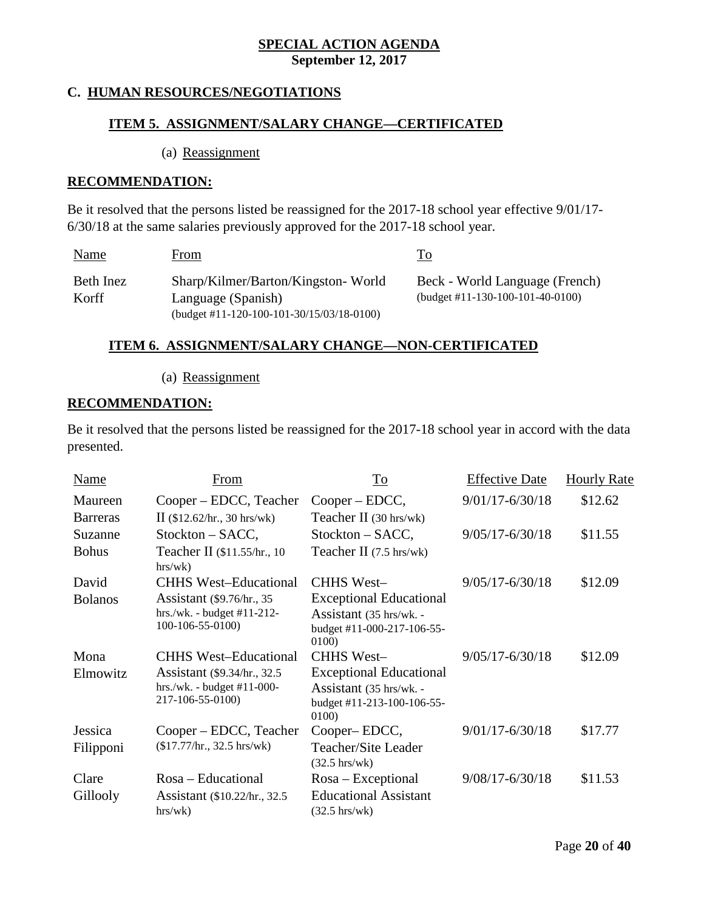**SPECIAL ACTION AGENDA**
**September 12, 2017**

## C. HUMAN RESOURCES/NEGOTIATIONS

### ITEM 5. ASSIGNMENT/SALARY CHANGE—CERTIFICATED

(a) Reassignment

**RECOMMENDATION:**

Be it resolved that the persons listed be reassigned for the 2017-18 school year effective 9/01/17-6/30/18 at the same salaries previously approved for the 2017-18 school year.

| Name | From | To |
|---|---|---|
| Beth Inez Korff | Sharp/Kilmer/Barton/Kingston- World Language (Spanish) (budget #11-120-100-101-30/15/03/18-0100) | Beck - World Language (French) (budget #11-130-100-101-40-0100) |

### ITEM 6. ASSIGNMENT/SALARY CHANGE—NON-CERTIFICATED

(a) Reassignment

**RECOMMENDATION:**

Be it resolved that the persons listed be reassigned for the 2017-18 school year in accord with the data presented.

| Name | From | To | Effective Date | Hourly Rate |
|---|---|---|---|---|
| Maureen Barreras | Cooper – EDCC, Teacher II ($12.62/hr., 30 hrs/wk) | Cooper – EDCC, Teacher II (30 hrs/wk) | 9/01/17-6/30/18 | $12.62 |
| Suzanne Bohus | Stockton – SACC, Teacher II ($11.55/hr., 10 hrs/wk) | Stockton – SACC, Teacher II (7.5 hrs/wk) | 9/05/17-6/30/18 | $11.55 |
| David Bolanos | CHHS West–Educational Assistant ($9.76/hr., 35 hrs./wk. - budget #11-212-100-106-55-0100) | CHHS West–Exceptional Educational Assistant (35 hrs/wk. - budget #11-000-217-106-55-0100) | 9/05/17-6/30/18 | $12.09 |
| Mona Elmowitz | CHHS West–Educational Assistant ($9.34/hr., 32.5 hrs./wk. - budget #11-000-217-106-55-0100) | CHHS West–Exceptional Educational Assistant (35 hrs/wk. - budget #11-213-100-106-55-0100) | 9/05/17-6/30/18 | $12.09 |
| Jessica Filipponi | Cooper – EDCC, Teacher ($17.77/hr., 32.5 hrs/wk) | Cooper– EDCC, Teacher/Site Leader (32.5 hrs/wk) | 9/01/17-6/30/18 | $17.77 |
| Clare Gillooly | Rosa – Educational Assistant ($10.22/hr., 32.5 hrs/wk) | Rosa – Exceptional Educational Assistant (32.5 hrs/wk) | 9/08/17-6/30/18 | $11.53 |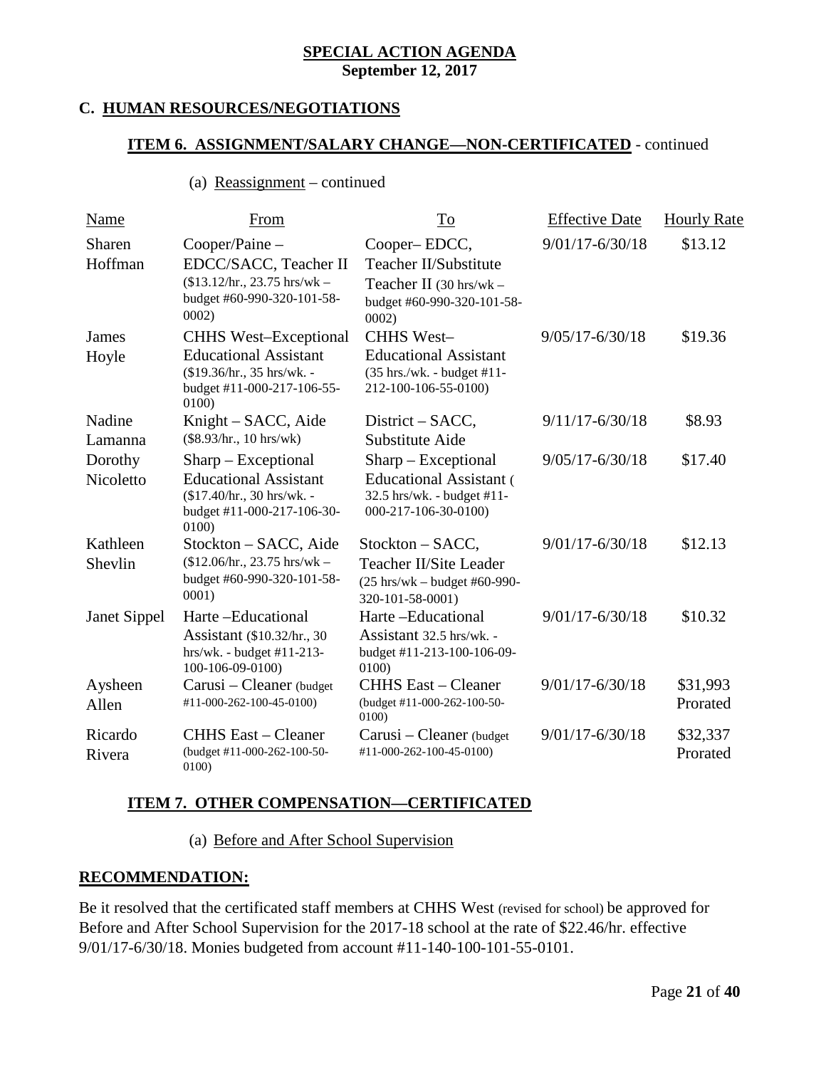**SPECIAL ACTION AGENDA**
**September 12, 2017**

### C. HUMAN RESOURCES/NEGOTIATIONS

#### ITEM 6. ASSIGNMENT/SALARY CHANGE—NON-CERTIFICATED - continued

(a) Reassignment – continued

| Name | From | To | Effective Date | Hourly Rate |
|---|---|---|---|---|
| Sharen Hoffman | Cooper/Paine – EDCC/SACC, Teacher II ($13.12/hr., 23.75 hrs/wk – budget #60-990-320-101-58-0002) | Cooper– EDCC, Teacher II/Substitute Teacher II (30 hrs/wk – budget #60-990-320-101-58-0002) | 9/01/17-6/30/18 | $13.12 |
| James Hoyle | CHHS West–Exceptional Educational Assistant ($19.36/hr., 35 hrs/wk. - budget #11-000-217-106-55-0100) | CHHS West– Educational Assistant (35 hrs./wk. - budget #11-212-100-106-55-0100) | 9/05/17-6/30/18 | $19.36 |
| Nadine Lamanna | Knight – SACC, Aide ($8.93/hr., 10 hrs/wk) | District – SACC, Substitute Aide | 9/11/17-6/30/18 | $8.93 |
| Dorothy Nicoletto | Sharp – Exceptional Educational Assistant ($17.40/hr., 30 hrs/wk. - budget #11-000-217-106-30-0100) | Sharp – Exceptional Educational Assistant ( 32.5 hrs/wk. - budget #11-000-217-106-30-0100) | 9/05/17-6/30/18 | $17.40 |
| Kathleen Shevlin | Stockton – SACC, Aide ($12.06/hr., 23.75 hrs/wk – budget #60-990-320-101-58-0001) | Stockton – SACC, Teacher II/Site Leader (25 hrs/wk – budget #60-990-320-101-58-0001) | 9/01/17-6/30/18 | $12.13 |
| Janet Sippel | Harte –Educational Assistant ($10.32/hr., 30 hrs/wk. - budget #11-213-100-106-09-0100) | Harte –Educational Assistant 32.5 hrs/wk. - budget #11-213-100-106-09-0100) | 9/01/17-6/30/18 | $10.32 |
| Aysheen Allen | Carusi – Cleaner (budget #11-000-262-100-45-0100) | CHHS East – Cleaner (budget #11-000-262-100-50-0100) | 9/01/17-6/30/18 | $31,993 Prorated |
| Ricardo Rivera | CHHS East – Cleaner (budget #11-000-262-100-50-0100) | Carusi – Cleaner (budget #11-000-262-100-45-0100) | 9/01/17-6/30/18 | $32,337 Prorated |

#### ITEM 7. OTHER COMPENSATION—CERTIFICATED

(a) Before and After School Supervision

**RECOMMENDATION:**

Be it resolved that the certificated staff members at CHHS West (revised for school) be approved for Before and After School Supervision for the 2017-18 school at the rate of $22.46/hr. effective 9/01/17-6/30/18. Monies budgeted from account #11-140-100-101-55-0101.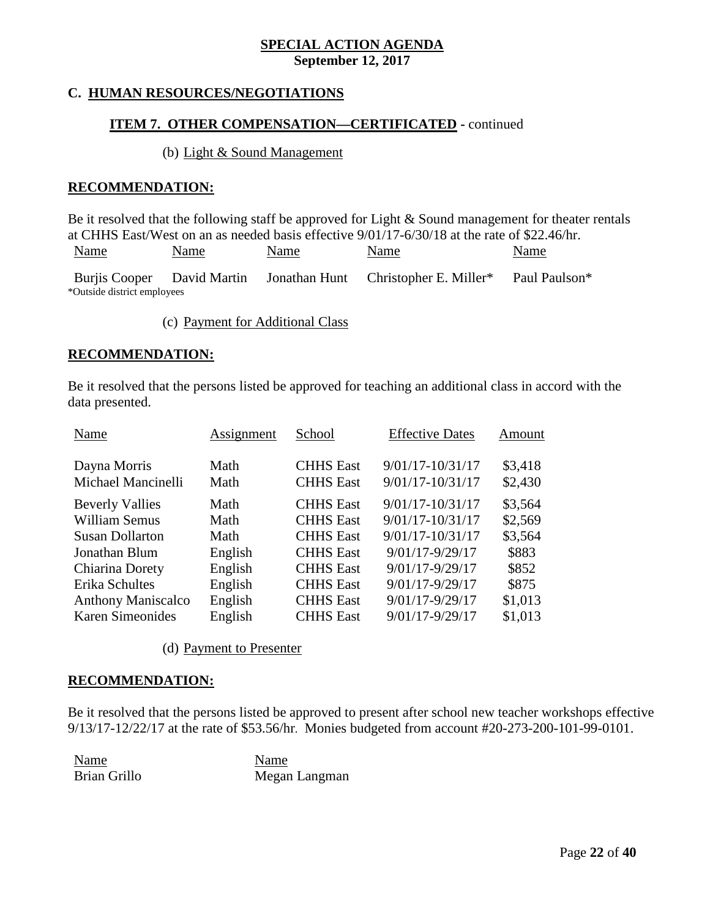**SPECIAL ACTION AGENDA**
**September 12, 2017**

## C. HUMAN RESOURCES/NEGOTIATIONS

### ITEM 7. OTHER COMPENSATION—CERTIFICATED - continued

(b) Light & Sound Management

**RECOMMENDATION:**

Be it resolved that the following staff be approved for Light & Sound management for theater rentals at CHHS East/West on an as needed basis effective 9/01/17-6/30/18 at the rate of $22.46/hr.

| Name | Name | Name | Name | Name |
|---|---|---|---|---|
| Burjis Cooper | David Martin | Jonathan Hunt | Christopher E. Miller* | Paul Paulson* |

*Outside district employees

(c) Payment for Additional Class

**RECOMMENDATION:**

Be it resolved that the persons listed be approved for teaching an additional class in accord with the data presented.

| Name | Assignment | School | Effective Dates | Amount |
|---|---|---|---|---|
| Dayna Morris | Math | CHHS East | 9/01/17-10/31/17 | $3,418 |
| Michael Mancinelli | Math | CHHS East | 9/01/17-10/31/17 | $2,430 |
| Beverly Vallies | Math | CHHS East | 9/01/17-10/31/17 | $3,564 |
| William Semus | Math | CHHS East | 9/01/17-10/31/17 | $2,569 |
| Susan Dollarton | Math | CHHS East | 9/01/17-10/31/17 | $3,564 |
| Jonathan Blum | English | CHHS East | 9/01/17-9/29/17 | $883 |
| Chiarina Dorety | English | CHHS East | 9/01/17-9/29/17 | $852 |
| Erika Schultes | English | CHHS East | 9/01/17-9/29/17 | $875 |
| Anthony Maniscalco | English | CHHS East | 9/01/17-9/29/17 | $1,013 |
| Karen Simeonides | English | CHHS East | 9/01/17-9/29/17 | $1,013 |

(d) Payment to Presenter

**RECOMMENDATION:**

Be it resolved that the persons listed be approved to present after school new teacher workshops effective 9/13/17-12/22/17 at the rate of $53.56/hr. Monies budgeted from account #20-273-200-101-99-0101.

| Name | Name |
|---|---|
| Brian Grillo | Megan Langman |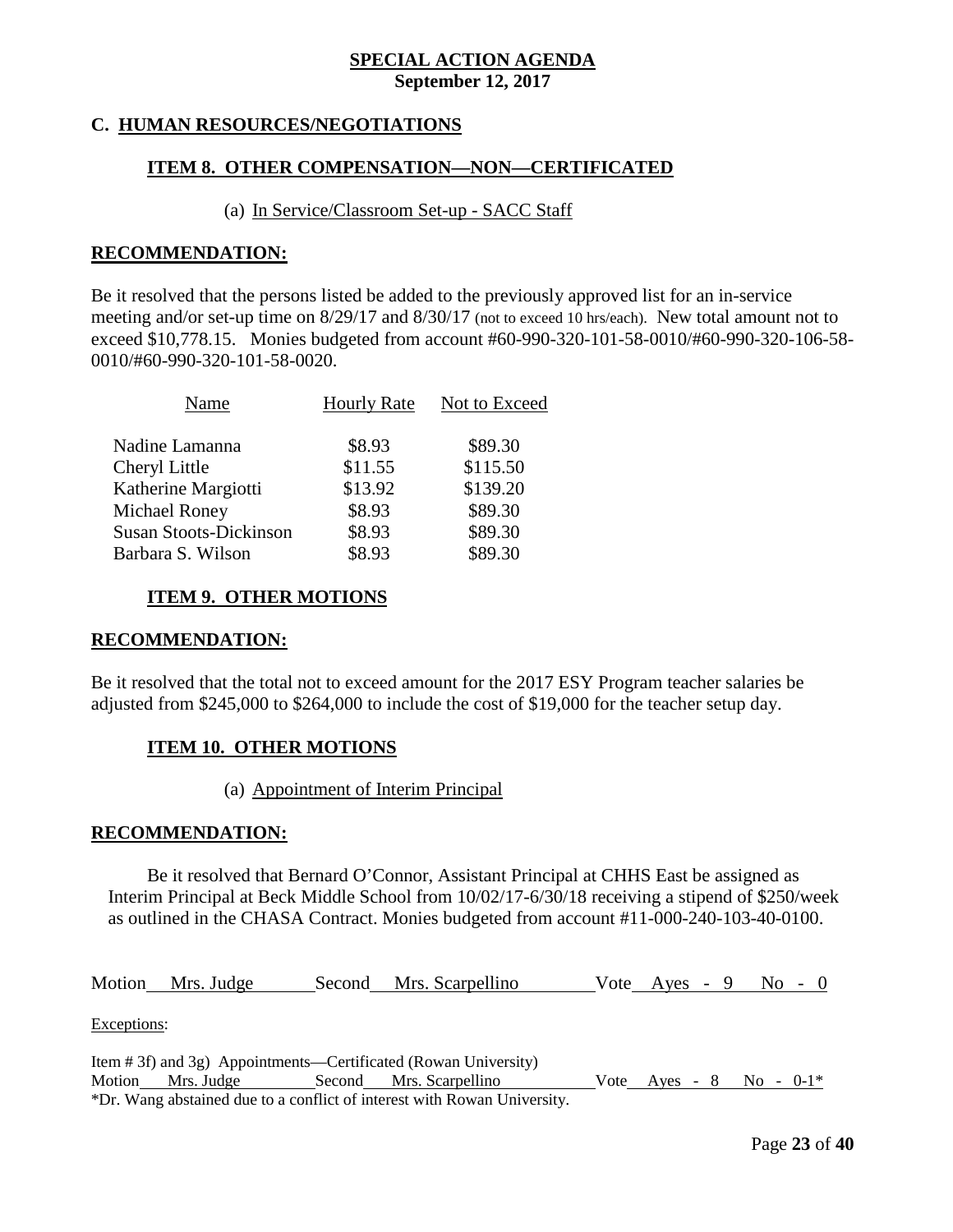**SPECIAL ACTION AGENDA**
**September 12, 2017**

## C. HUMAN RESOURCES/NEGOTIATIONS

### ITEM 8. OTHER COMPENSATION—NON—CERTIFICATED

(a) In Service/Classroom Set-up - SACC Staff

**RECOMMENDATION:**

Be it resolved that the persons listed be added to the previously approved list for an in-service meeting and/or set-up time on 8/29/17 and 8/30/17 (not to exceed 10 hrs/each). New total amount not to exceed $10,778.15. Monies budgeted from account #60-990-320-101-58-0010/#60-990-320-106-58-0010/#60-990-320-101-58-0020.

| Name | Hourly Rate | Not to Exceed |
|---|---|---|
| Nadine Lamanna | $8.93 | $89.30 |
| Cheryl Little | $11.55 | $115.50 |
| Katherine Margiotti | $13.92 | $139.20 |
| Michael Roney | $8.93 | $89.30 |
| Susan Stoots-Dickinson | $8.93 | $89.30 |
| Barbara S. Wilson | $8.93 | $89.30 |

### ITEM 9. OTHER MOTIONS

**RECOMMENDATION:**

Be it resolved that the total not to exceed amount for the 2017 ESY Program teacher salaries be adjusted from $245,000 to $264,000 to include the cost of $19,000 for the teacher setup day.

### ITEM 10. OTHER MOTIONS

(a) Appointment of Interim Principal

**RECOMMENDATION:**

Be it resolved that Bernard O'Connor, Assistant Principal at CHHS East be assigned as Interim Principal at Beck Middle School from 10/02/17-6/30/18 receiving a stipend of $250/week as outlined in the CHASA Contract. Monies budgeted from account #11-000-240-103-40-0100.

Motion Mrs. Judge Second Mrs. Scarpellino Vote Ayes - 9 No - 0

Exceptions:

Item # 3f) and 3g) Appointments—Certificated (Rowan University)
Motion Mrs. Judge Second Mrs. Scarpellino Vote Ayes - 8 No - 0-1*
*Dr. Wang abstained due to a conflict of interest with Rowan University.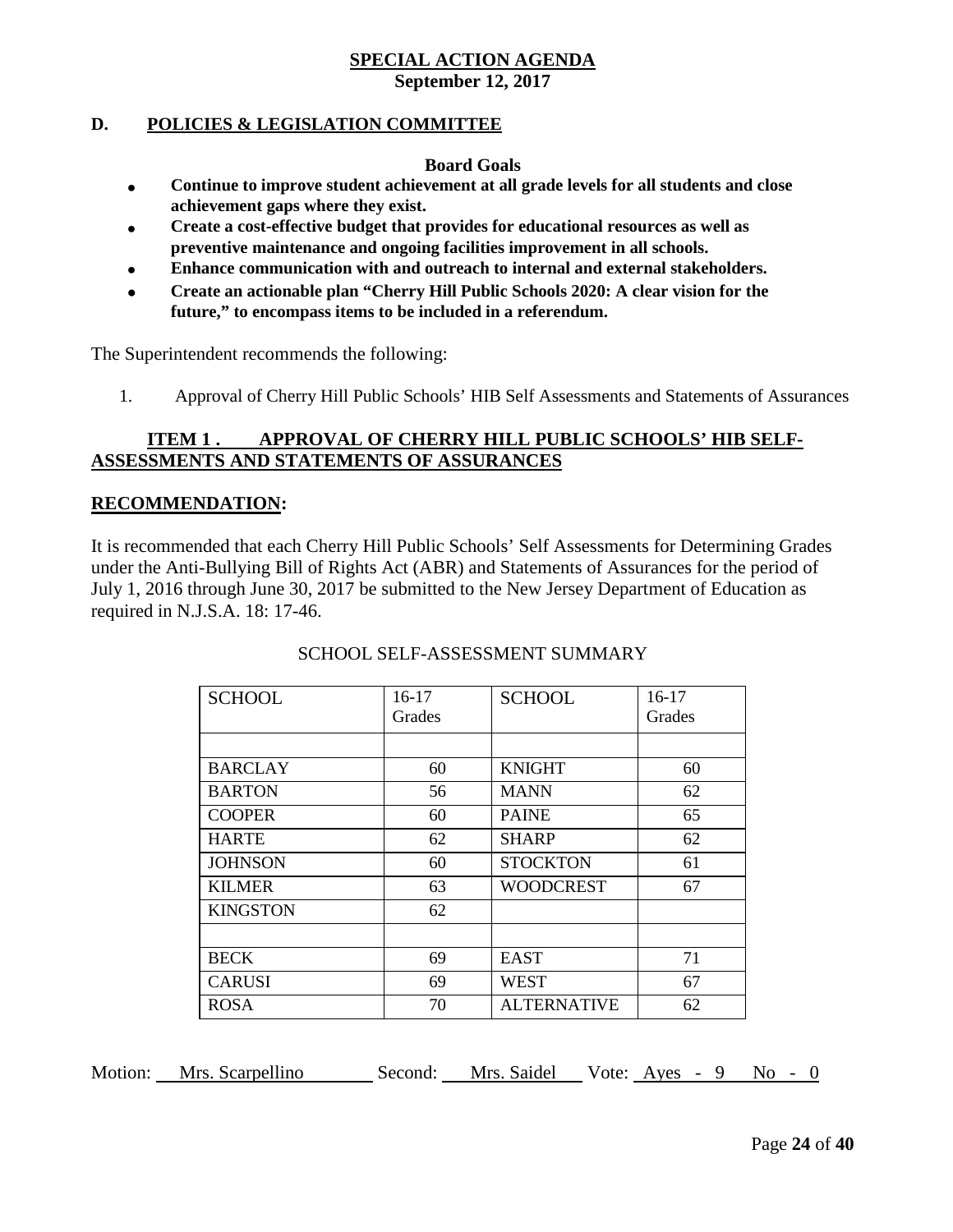## SPECIAL ACTION AGENDA
**September 12, 2017**

### D. POLICIES & LEGISLATION COMMITTEE

**Board Goals**

- **Continue to improve student achievement at all grade levels for all students and close achievement gaps where they exist.**
- **Create a cost-effective budget that provides for educational resources as well as preventive maintenance and ongoing facilities improvement in all schools.**
- **Enhance communication with and outreach to internal and external stakeholders.**
- **Create an actionable plan "Cherry Hill Public Schools 2020: A clear vision for the future," to encompass items to be included in a referendum.**

The Superintendent recommends the following:

1. Approval of Cherry Hill Public Schools' HIB Self Assessments and Statements of Assurances

**ITEM 1 . APPROVAL OF CHERRY HILL PUBLIC SCHOOLS' HIB SELF-ASSESSMENTS AND STATEMENTS OF ASSURANCES**

**RECOMMENDATION:**

It is recommended that each Cherry Hill Public Schools' Self Assessments for Determining Grades under the Anti-Bullying Bill of Rights Act (ABR) and Statements of Assurances for the period of July 1, 2016 through June 30, 2017 be submitted to the New Jersey Department of Education as required in N.J.S.A. 18: 17-46.

SCHOOL SELF-ASSESSMENT SUMMARY

| SCHOOL | 16-17 Grades | SCHOOL | 16-17 Grades |
|---|---|---|---|
| | | | |
| BARCLAY | 60 | KNIGHT | 60 |
| BARTON | 56 | MANN | 62 |
| COOPER | 60 | PAINE | 65 |
| HARTE | 62 | SHARP | 62 |
| JOHNSON | 60 | STOCKTON | 61 |
| KILMER | 63 | WOODCREST | 67 |
| KINGSTON | 62 | | |
| | | | |
| BECK | 69 | EAST | 71 |
| CARUSI | 69 | WEST | 67 |
| ROSA | 70 | ALTERNATIVE | 62 |

Motion: Mrs. Scarpellino Second: Mrs. Saidel Vote: Ayes - 9 No - 0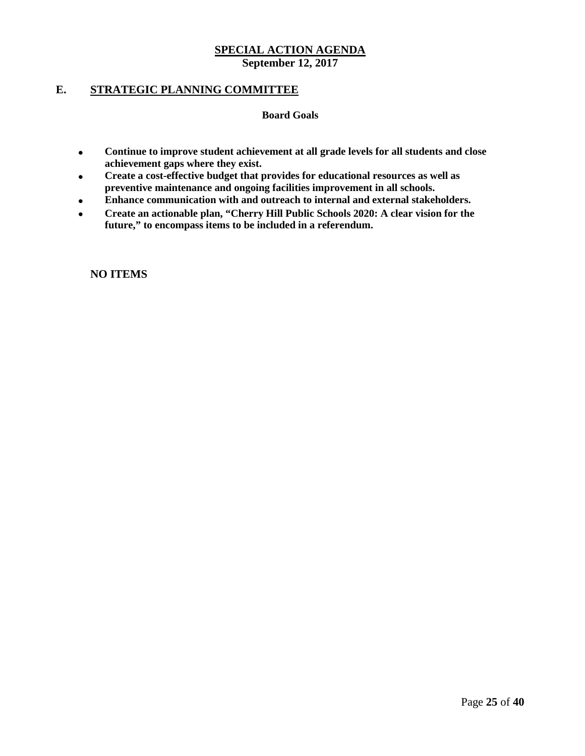**SPECIAL ACTION AGENDA**
**September 12, 2017**

## E. STRATEGIC PLANNING COMMITTEE

**Board Goals**

- **Continue to improve student achievement at all grade levels for all students and close achievement gaps where they exist.**
- **Create a cost-effective budget that provides for educational resources as well as preventive maintenance and ongoing facilities improvement in all schools.**
- **Enhance communication with and outreach to internal and external stakeholders.**
- **Create an actionable plan, "Cherry Hill Public Schools 2020: A clear vision for the future," to encompass items to be included in a referendum.**

**NO ITEMS**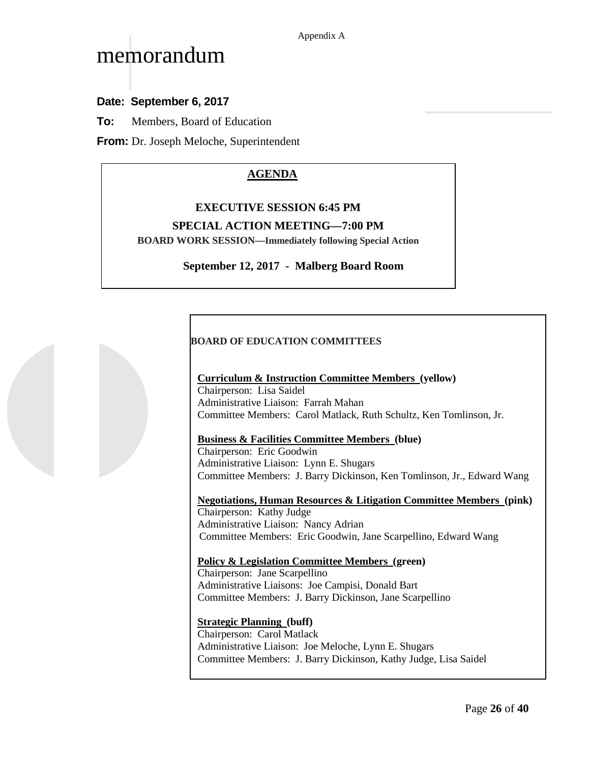Appendix A

# memorandum

**Date: September 6, 2017**

**To:** Members, Board of Education

**From:** Dr. Joseph Meloche, Superintendent

## AGENDA

**EXECUTIVE SESSION 6:45 PM**

**SPECIAL ACTION MEETING—7:00 PM**

**BOARD WORK SESSION—Immediately following Special Action**

**September 12, 2017 - Malberg Board Room**

### BOARD OF EDUCATION COMMITTEES

**Curriculum & Instruction Committee Members (yellow)**
Chairperson: Lisa Saidel
Administrative Liaison: Farrah Mahan
Committee Members: Carol Matlack, Ruth Schultz, Ken Tomlinson, Jr.

**Business & Facilities Committee Members (blue)**
Chairperson: Eric Goodwin
Administrative Liaison: Lynn E. Shugars
Committee Members: J. Barry Dickinson, Ken Tomlinson, Jr., Edward Wang

**Negotiations, Human Resources & Litigation Committee Members (pink)**
Chairperson: Kathy Judge
Administrative Liaison: Nancy Adrian
Committee Members: Eric Goodwin, Jane Scarpellino, Edward Wang

**Policy & Legislation Committee Members (green)**
Chairperson: Jane Scarpellino
Administrative Liaisons: Joe Campisi, Donald Bart
Committee Members: J. Barry Dickinson, Jane Scarpellino

**Strategic Planning (buff)**
Chairperson: Carol Matlack
Administrative Liaison: Joe Meloche, Lynn E. Shugars
Committee Members: J. Barry Dickinson, Kathy Judge, Lisa Saidel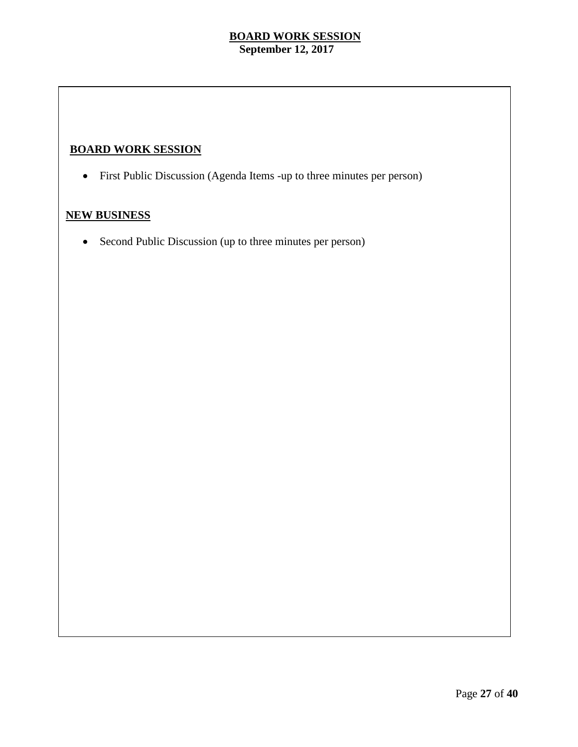# BOARD WORK SESSION

**September 12, 2017**

## BOARD WORK SESSION

- First Public Discussion (Agenda Items -up to three minutes per person)

## NEW BUSINESS

- Second Public Discussion (up to three minutes per person)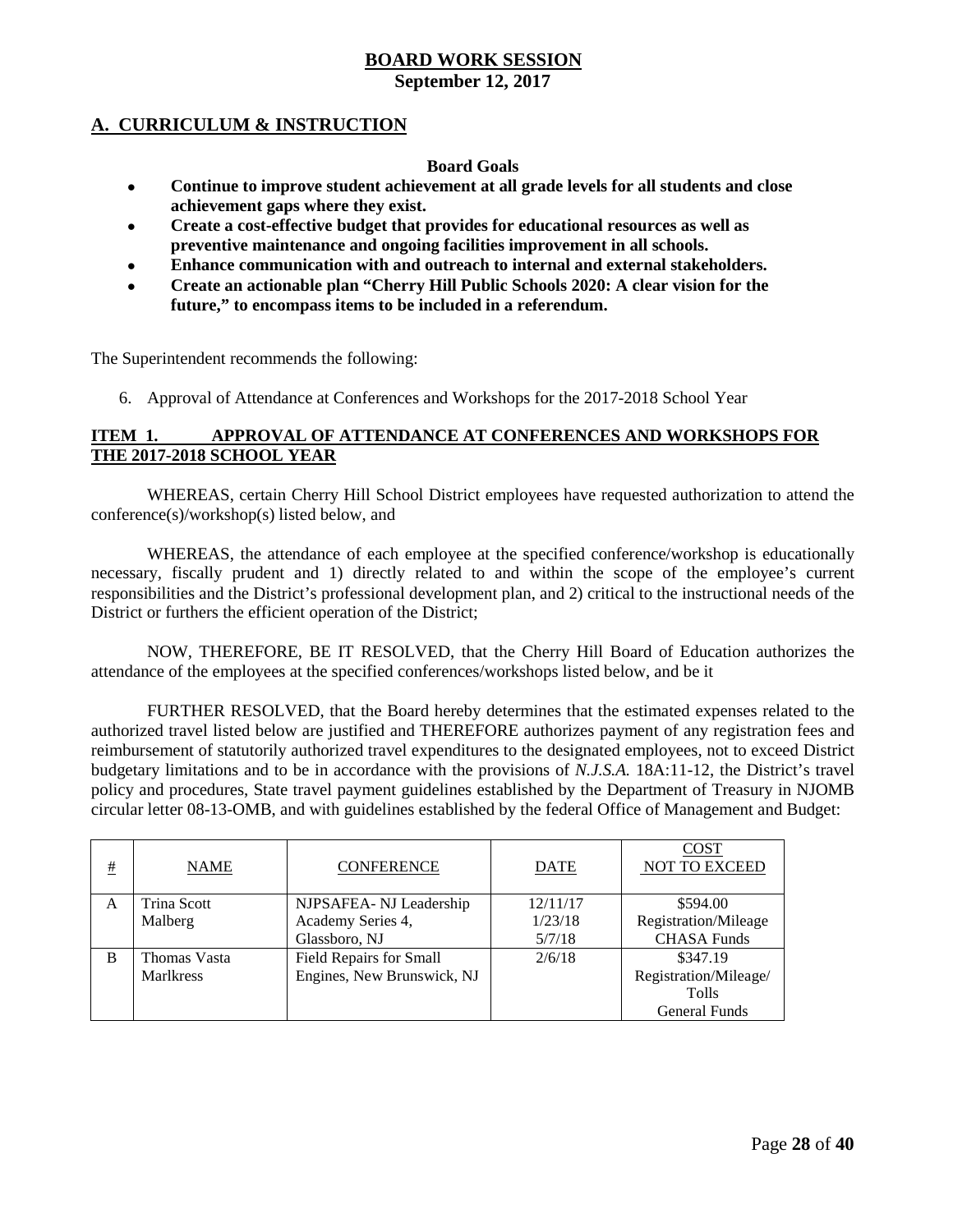**BOARD WORK SESSION**
**September 12, 2017**

## A. CURRICULUM & INSTRUCTION

**Board Goals**

- **Continue to improve student achievement at all grade levels for all students and close achievement gaps where they exist.**
- **Create a cost-effective budget that provides for educational resources as well as preventive maintenance and ongoing facilities improvement in all schools.**
- **Enhance communication with and outreach to internal and external stakeholders.**
- **Create an actionable plan "Cherry Hill Public Schools 2020: A clear vision for the future," to encompass items to be included in a referendum.**

The Superintendent recommends the following:

6. Approval of Attendance at Conferences and Workshops for the 2017-2018 School Year

**ITEM 1. APPROVAL OF ATTENDANCE AT CONFERENCES AND WORKSHOPS FOR THE 2017-2018 SCHOOL YEAR**

WHEREAS, certain Cherry Hill School District employees have requested authorization to attend the conference(s)/workshop(s) listed below, and

WHEREAS, the attendance of each employee at the specified conference/workshop is educationally necessary, fiscally prudent and 1) directly related to and within the scope of the employee's current responsibilities and the District's professional development plan, and 2) critical to the instructional needs of the District or furthers the efficient operation of the District;

NOW, THEREFORE, BE IT RESOLVED, that the Cherry Hill Board of Education authorizes the attendance of the employees at the specified conferences/workshops listed below, and be it

FURTHER RESOLVED, that the Board hereby determines that the estimated expenses related to the authorized travel listed below are justified and THEREFORE authorizes payment of any registration fees and reimbursement of statutorily authorized travel expenditures to the designated employees, not to exceed District budgetary limitations and to be in accordance with the provisions of *N.J.S.A.* 18A:11-12, the District's travel policy and procedures, State travel payment guidelines established by the Department of Treasury in NJOMB circular letter 08-13-OMB, and with guidelines established by the federal Office of Management and Budget:

| # | NAME | CONFERENCE | DATE | COST NOT TO EXCEED |
|---|---|---|---|---|
| A | Trina Scott Malberg | NJPSAFEA- NJ Leadership Academy Series 4, Glassboro, NJ | 12/11/17 1/23/18 5/7/18 | \$594.00 Registration/Mileage CHASA Funds |
| B | Thomas Vasta Marlkress | Field Repairs for Small Engines, New Brunswick, NJ | 2/6/18 | \$347.19 Registration/Mileage/ Tolls General Funds |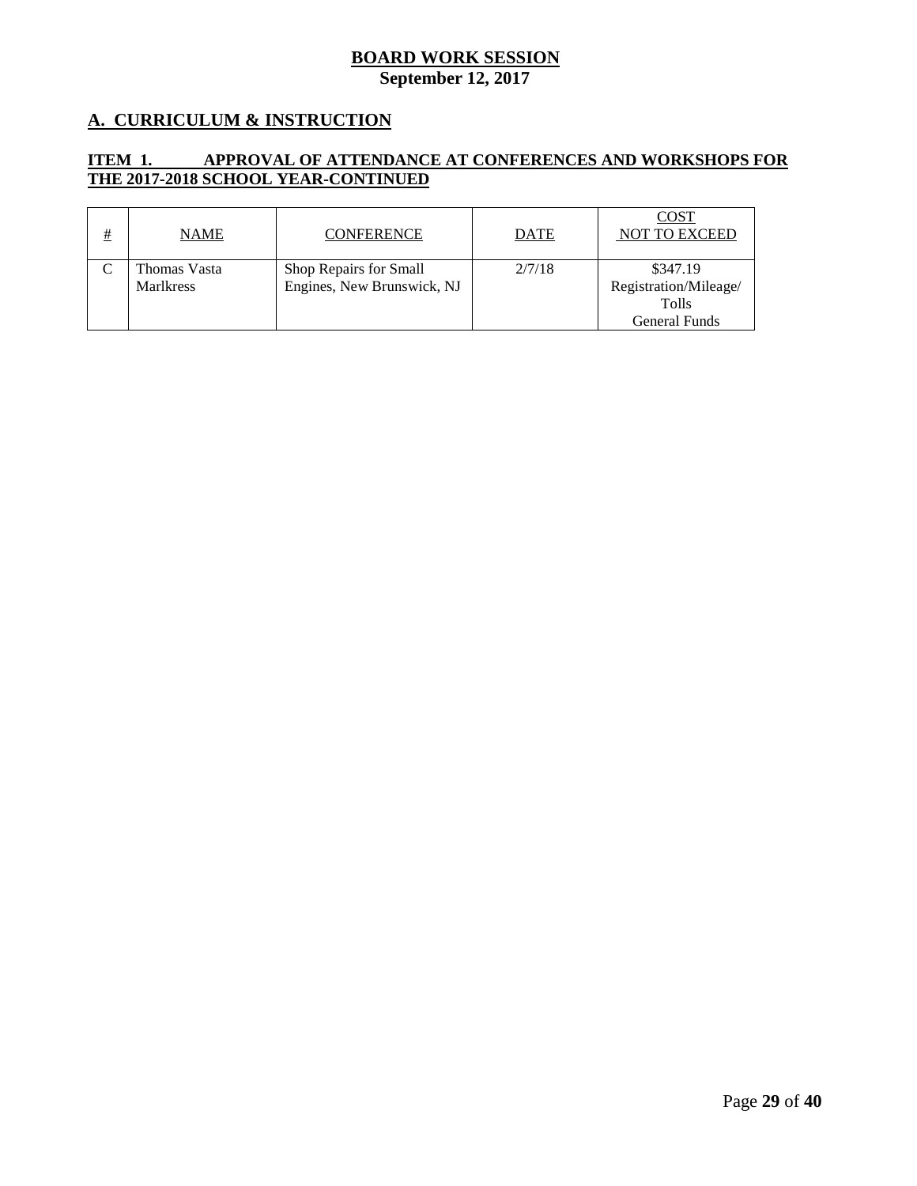**BOARD WORK SESSION**
**September 12, 2017**

## A. CURRICULUM & INSTRUCTION

### ITEM 1. APPROVAL OF ATTENDANCE AT CONFERENCES AND WORKSHOPS FOR THE 2017-2018 SCHOOL YEAR-CONTINUED

| # | NAME | CONFERENCE | DATE | COST NOT TO EXCEED |
|---|---|---|---|---|
| C | Thomas Vasta Marlkress | Shop Repairs for Small Engines, New Brunswick, NJ | 2/7/18 | $347.19 Registration/Mileage/ Tolls General Funds |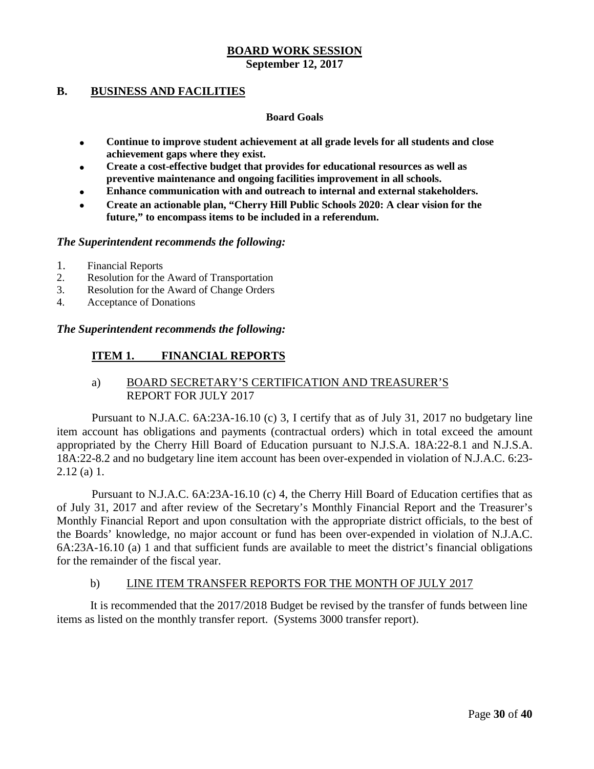# BOARD WORK SESSION
**September 12, 2017**

## B. BUSINESS AND FACILITIES

**Board Goals**

- **Continue to improve student achievement at all grade levels for all students and close achievement gaps where they exist.**
- **Create a cost-effective budget that provides for educational resources as well as preventive maintenance and ongoing facilities improvement in all schools.**
- **Enhance communication with and outreach to internal and external stakeholders.**
- **Create an actionable plan, "Cherry Hill Public Schools 2020: A clear vision for the future," to encompass items to be included in a referendum.**

***The Superintendent recommends the following:***

1. Financial Reports
2. Resolution for the Award of Transportation
3. Resolution for the Award of Change Orders
4. Acceptance of Donations

***The Superintendent recommends the following:***

### ITEM 1. FINANCIAL REPORTS

a) BOARD SECRETARY'S CERTIFICATION AND TREASURER'S REPORT FOR JULY 2017

Pursuant to N.J.A.C. 6A:23A-16.10 (c) 3, I certify that as of July 31, 2017 no budgetary line item account has obligations and payments (contractual orders) which in total exceed the amount appropriated by the Cherry Hill Board of Education pursuant to N.J.S.A. 18A:22-8.1 and N.J.S.A. 18A:22-8.2 and no budgetary line item account has been over-expended in violation of N.J.A.C. 6:23-2.12 (a) 1.

Pursuant to N.J.A.C. 6A:23A-16.10 (c) 4, the Cherry Hill Board of Education certifies that as of July 31, 2017 and after review of the Secretary's Monthly Financial Report and the Treasurer's Monthly Financial Report and upon consultation with the appropriate district officials, to the best of the Boards' knowledge, no major account or fund has been over-expended in violation of N.J.A.C. 6A:23A-16.10 (a) 1 and that sufficient funds are available to meet the district's financial obligations for the remainder of the fiscal year.

b) LINE ITEM TRANSFER REPORTS FOR THE MONTH OF JULY 2017

It is recommended that the 2017/2018 Budget be revised by the transfer of funds between line items as listed on the monthly transfer report. (Systems 3000 transfer report).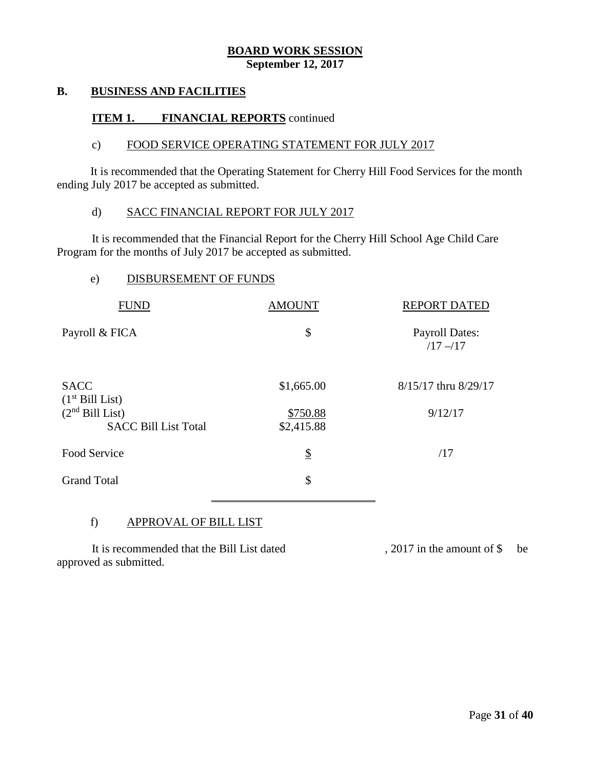**BOARD WORK SESSION**
**September 12, 2017**

## B. BUSINESS AND FACILITIES

### ITEM 1. FINANCIAL REPORTS continued

#### c) FOOD SERVICE OPERATING STATEMENT FOR JULY 2017

It is recommended that the Operating Statement for Cherry Hill Food Services for the month ending July 2017 be accepted as submitted.

#### d) SACC FINANCIAL REPORT FOR JULY 2017

It is recommended that the Financial Report for the Cherry Hill School Age Child Care Program for the months of July 2017 be accepted as submitted.

#### e) DISBURSEMENT OF FUNDS

| FUND | AMOUNT | REPORT DATED |
|---|---|---|
| Payroll & FICA | $ | Payroll Dates: /17 –/17 |
| SACC (1st Bill List) | $1,665.00 | 8/15/17 thru 8/29/17 |
| (2nd Bill List) | $750.88 | 9/12/17 |
| SACC Bill List Total | $2,415.88 | |
| Food Service | $ | /17 |
| Grand Total | $ | |

#### f) APPROVAL OF BILL LIST

It is recommended that the Bill List dated , 2017 in the amount of $ be approved as submitted.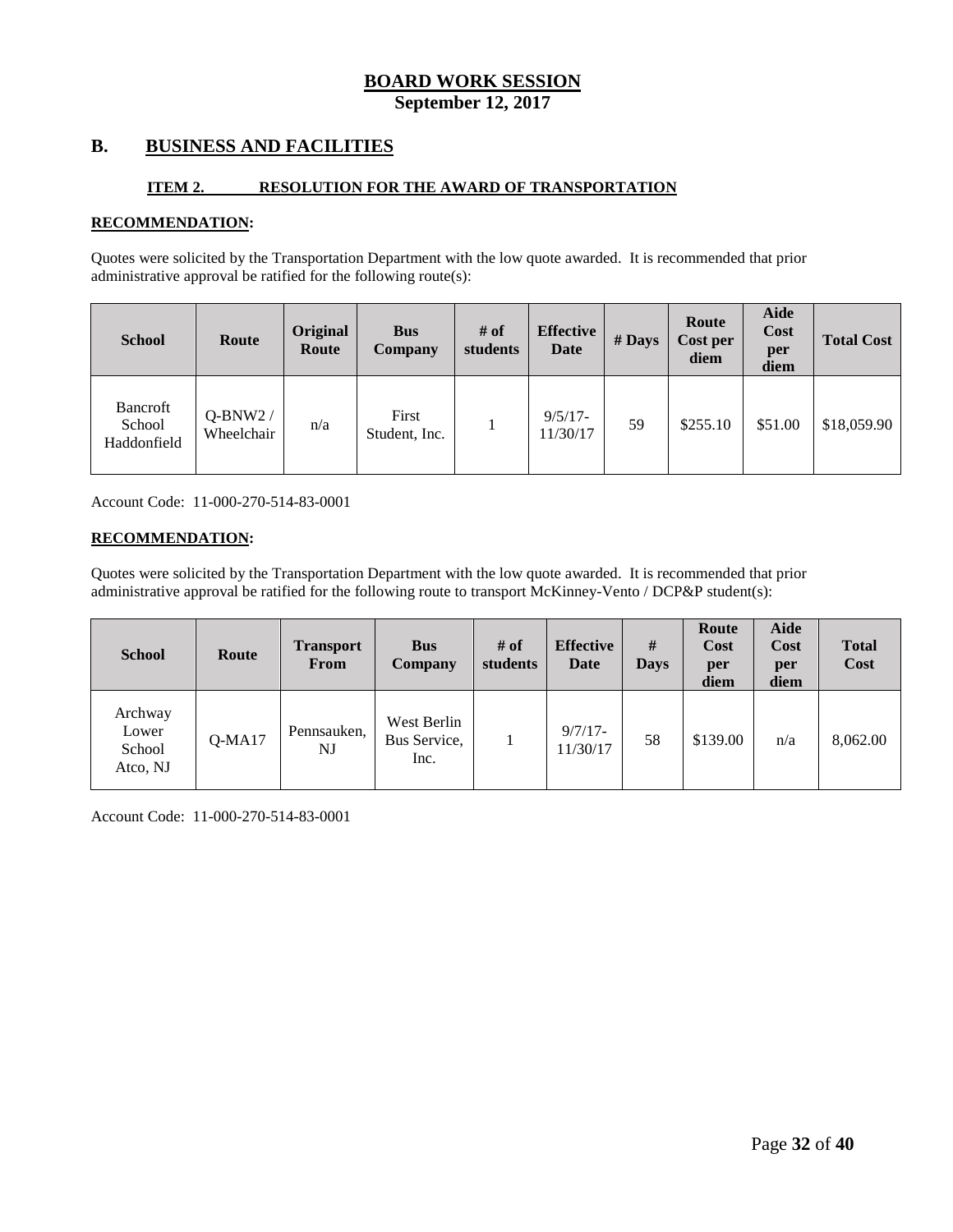# BOARD WORK SESSION
**September 12, 2017**

## B. BUSINESS AND FACILITIES

### ITEM 2. RESOLUTION FOR THE AWARD OF TRANSPORTATION

**RECOMMENDATION:**

Quotes were solicited by the Transportation Department with the low quote awarded. It is recommended that prior administrative approval be ratified for the following route(s):

| School | Route | Original Route | Bus Company | # of students | Effective Date | # Days | Route Cost per diem | Aide Cost per diem | Total Cost |
|---|---|---|---|---|---|---|---|---|---|
| Bancroft School Haddonfield | Q-BNW2 / Wheelchair | n/a | First Student, Inc. | 1 | 9/5/17-11/30/17 | 59 | $255.10 | $51.00 | $18,059.90 |

Account Code: 11-000-270-514-83-0001

**RECOMMENDATION:**

Quotes were solicited by the Transportation Department with the low quote awarded. It is recommended that prior administrative approval be ratified for the following route to transport McKinney-Vento / DCP&P student(s):

| School | Route | Transport From | Bus Company | # of students | Effective Date | # Days | Route Cost per diem | Aide Cost per diem | Total Cost |
|---|---|---|---|---|---|---|---|---|---|
| Archway Lower School Atco, NJ | Q-MA17 | Pennsauken, NJ | West Berlin Bus Service, Inc. | 1 | 9/7/17-11/30/17 | 58 | $139.00 | n/a | 8,062.00 |

Account Code: 11-000-270-514-83-0001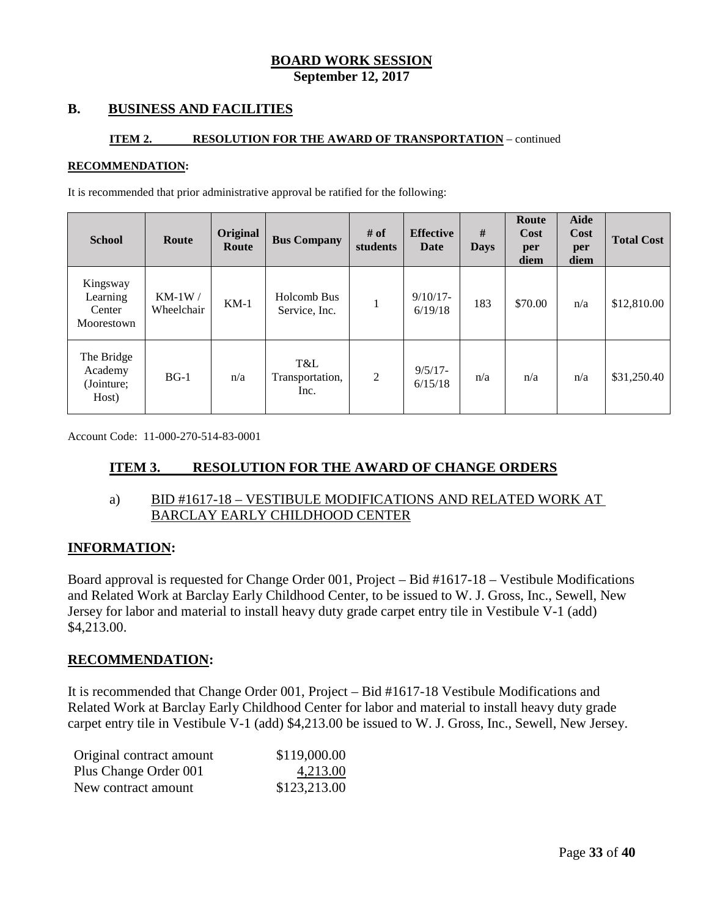**BOARD WORK SESSION**
**September 12, 2017**

## B. BUSINESS AND FACILITIES

**ITEM 2. RESOLUTION FOR THE AWARD OF TRANSPORTATION** – continued

**RECOMMENDATION:**

It is recommended that prior administrative approval be ratified for the following:

| School | Route | Original Route | Bus Company | # of students | Effective Date | # Days | Route Cost per diem | Aide Cost per diem | Total Cost |
|---|---|---|---|---|---|---|---|---|---|
| Kingsway Learning Center Moorestown | KM-1W / Wheelchair | KM-1 | Holcomb Bus Service, Inc. | 1 | 9/10/17-6/19/18 | 183 | $70.00 | n/a | $12,810.00 |
| The Bridge Academy (Jointure; Host) | BG-1 | n/a | T&L Transportation, Inc. | 2 | 9/5/17-6/15/18 | n/a | n/a | n/a | $31,250.40 |

Account Code: 11-000-270-514-83-0001

## ITEM 3. RESOLUTION FOR THE AWARD OF CHANGE ORDERS

a) BID #1617-18 – VESTIBULE MODIFICATIONS AND RELATED WORK AT BARCLAY EARLY CHILDHOOD CENTER

**INFORMATION:**

Board approval is requested for Change Order 001, Project – Bid #1617-18 – Vestibule Modifications and Related Work at Barclay Early Childhood Center, to be issued to W. J. Gross, Inc., Sewell, New Jersey for labor and material to install heavy duty grade carpet entry tile in Vestibule V-1 (add) $4,213.00.

**RECOMMENDATION:**

It is recommended that Change Order 001, Project – Bid #1617-18 Vestibule Modifications and Related Work at Barclay Early Childhood Center for labor and material to install heavy duty grade carpet entry tile in Vestibule V-1 (add) $4,213.00 be issued to W. J. Gross, Inc., Sewell, New Jersey.

| | |
|---|---|
| Original contract amount | $119,000.00 |
| Plus Change Order 001 | 4,213.00 |
| New contract amount | $123,213.00 |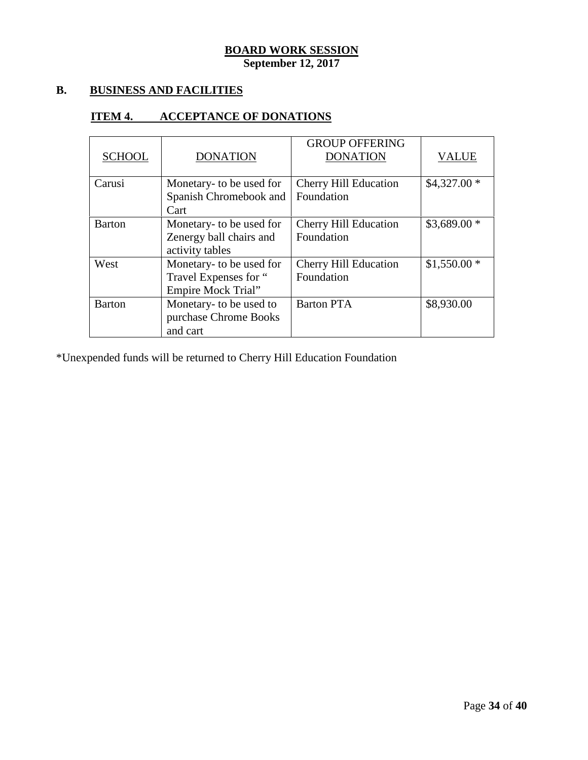**BOARD WORK SESSION**
**September 12, 2017**

## B. BUSINESS AND FACILITIES

### ITEM 4. ACCEPTANCE OF DONATIONS

| SCHOOL | DONATION | GROUP OFFERING DONATION | VALUE |
|---|---|---|---|
| Carusi | Monetary- to be used for Spanish Chromebook and Cart | Cherry Hill Education Foundation | $4,327.00 * |
| Barton | Monetary- to be used for Zenergy ball chairs and activity tables | Cherry Hill Education Foundation | $3,689.00 * |
| West | Monetary- to be used for Travel Expenses for " Empire Mock Trial" | Cherry Hill Education Foundation | $1,550.00 * |
| Barton | Monetary- to be used to purchase Chrome Books and cart | Barton PTA | $8,930.00 |

*Unexpended funds will be returned to Cherry Hill Education Foundation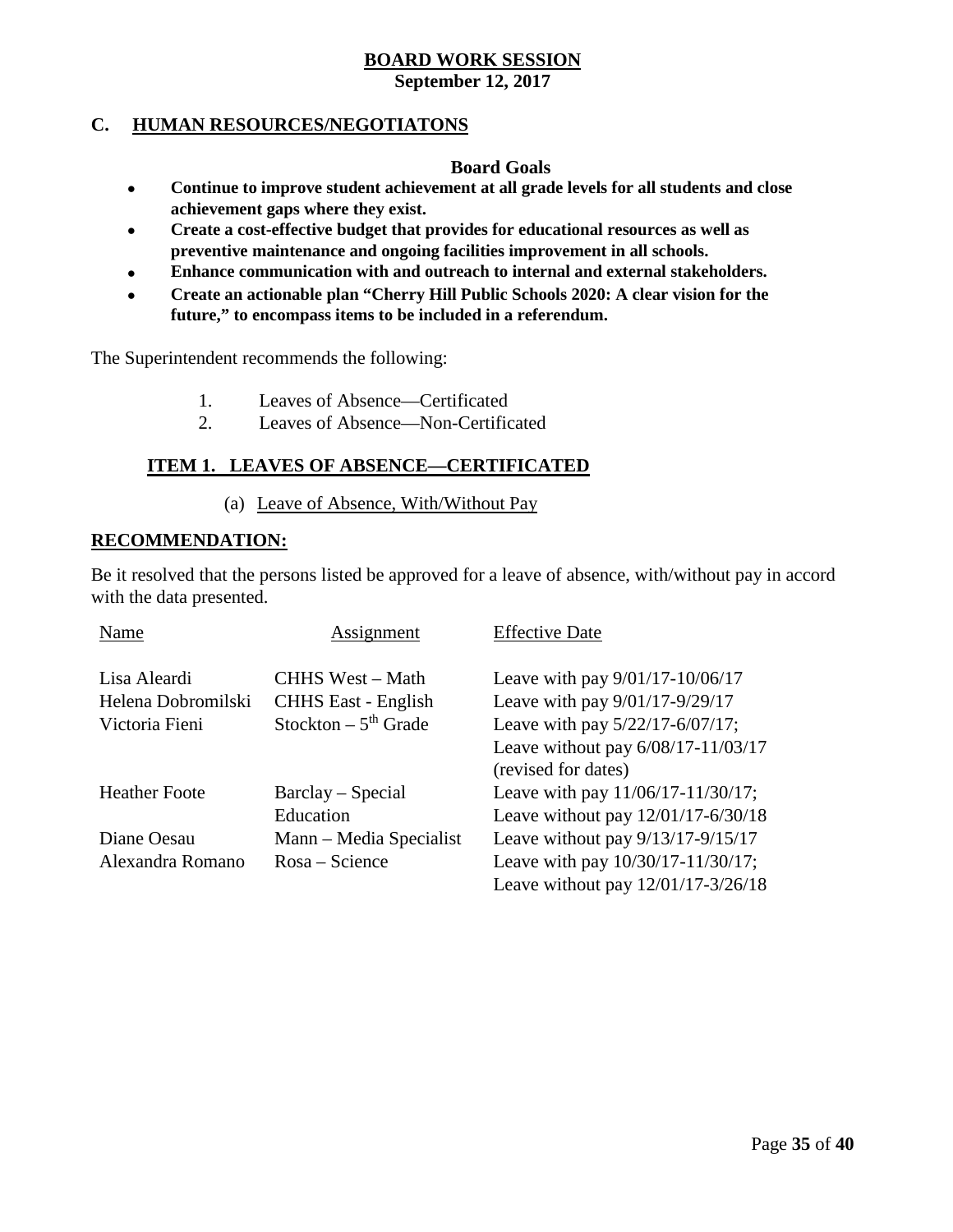**BOARD WORK SESSION**
**September 12, 2017**

## C. HUMAN RESOURCES/NEGOTIATONS

**Board Goals**

- **Continue to improve student achievement at all grade levels for all students and close achievement gaps where they exist.**
- **Create a cost-effective budget that provides for educational resources as well as preventive maintenance and ongoing facilities improvement in all schools.**
- **Enhance communication with and outreach to internal and external stakeholders.**
- **Create an actionable plan "Cherry Hill Public Schools 2020: A clear vision for the future," to encompass items to be included in a referendum.**

The Superintendent recommends the following:

1. Leaves of Absence—Certificated
2. Leaves of Absence—Non-Certificated

### ITEM 1. LEAVES OF ABSENCE—CERTIFICATED

(a) Leave of Absence, With/Without Pay

**RECOMMENDATION:**

Be it resolved that the persons listed be approved for a leave of absence, with/without pay in accord with the data presented.

| Name | Assignment | Effective Date |
|---|---|---|
| Lisa Aleardi | CHHS West – Math | Leave with pay 9/01/17-10/06/17 |
| Helena Dobromilski | CHHS East - English | Leave with pay 9/01/17-9/29/17 |
| Victoria Fieni | Stockton – 5th Grade | Leave with pay 5/22/17-6/07/17; Leave without pay 6/08/17-11/03/17 (revised for dates) |
| Heather Foote | Barclay – Special Education | Leave with pay 11/06/17-11/30/17; Leave without pay 12/01/17-6/30/18 |
| Diane Oesau | Mann – Media Specialist | Leave without pay 9/13/17-9/15/17 |
| Alexandra Romano | Rosa – Science | Leave with pay 10/30/17-11/30/17; Leave without pay 12/01/17-3/26/18 |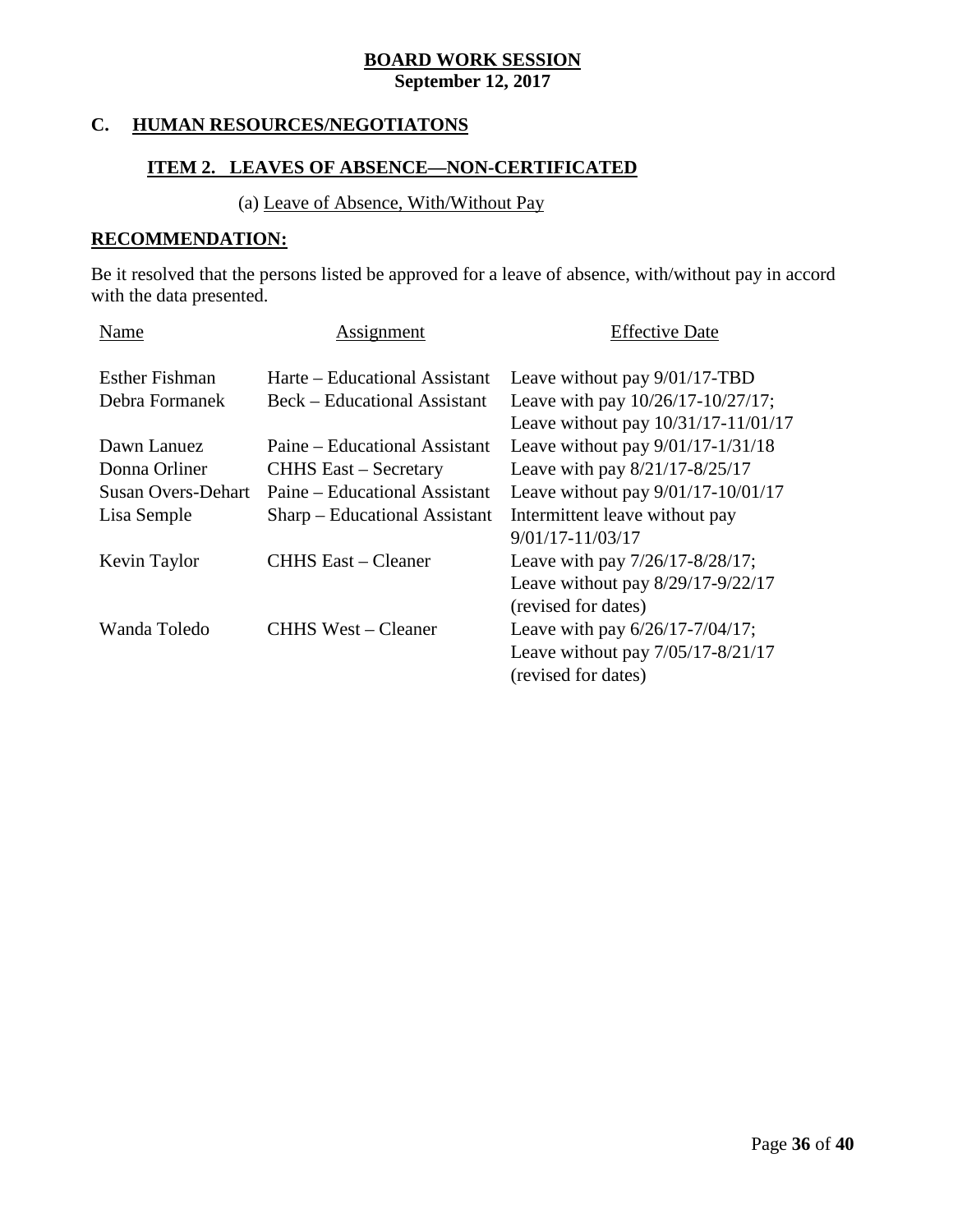**BOARD WORK SESSION**
**September 12, 2017**

## C. HUMAN RESOURCES/NEGOTIATONS

### ITEM 2. LEAVES OF ABSENCE—NON-CERTIFICATED

(a) Leave of Absence, With/Without Pay

**RECOMMENDATION:**

Be it resolved that the persons listed be approved for a leave of absence, with/without pay in accord with the data presented.

| Name | Assignment | Effective Date |
|---|---|---|
| Esther Fishman | Harte – Educational Assistant | Leave without pay 9/01/17-TBD |
| Debra Formanek | Beck – Educational Assistant | Leave with pay 10/26/17-10/27/17; Leave without pay 10/31/17-11/01/17 |
| Dawn Lanuez | Paine – Educational Assistant | Leave without pay 9/01/17-1/31/18 |
| Donna Orliner | CHHS East – Secretary | Leave with pay 8/21/17-8/25/17 |
| Susan Overs-Dehart | Paine – Educational Assistant | Leave without pay 9/01/17-10/01/17 |
| Lisa Semple | Sharp – Educational Assistant | Intermittent leave without pay 9/01/17-11/03/17 |
| Kevin Taylor | CHHS East – Cleaner | Leave with pay 7/26/17-8/28/17; Leave without pay 8/29/17-9/22/17 (revised for dates) |
| Wanda Toledo | CHHS West – Cleaner | Leave with pay 6/26/17-7/04/17; Leave without pay 7/05/17-8/21/17 (revised for dates) |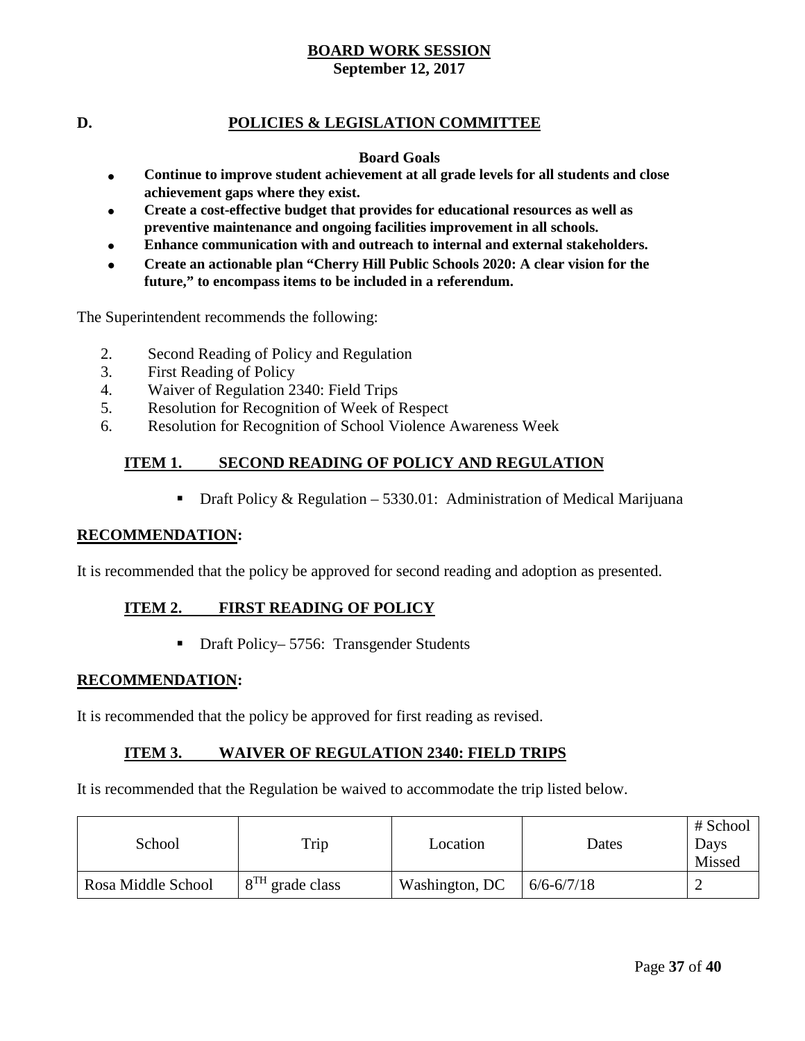**BOARD WORK SESSION**
**September 12, 2017**

## D. POLICIES & LEGISLATION COMMITTEE

**Board Goals**

- **Continue to improve student achievement at all grade levels for all students and close achievement gaps where they exist.**
- **Create a cost-effective budget that provides for educational resources as well as preventive maintenance and ongoing facilities improvement in all schools.**
- **Enhance communication with and outreach to internal and external stakeholders.**
- **Create an actionable plan "Cherry Hill Public Schools 2020: A clear vision for the future," to encompass items to be included in a referendum.**

The Superintendent recommends the following:

2. Second Reading of Policy and Regulation
3. First Reading of Policy
4. Waiver of Regulation 2340: Field Trips
5. Resolution for Recognition of Week of Respect
6. Resolution for Recognition of School Violence Awareness Week

### ITEM 1. SECOND READING OF POLICY AND REGULATION

- Draft Policy & Regulation – 5330.01: Administration of Medical Marijuana

**RECOMMENDATION:**

It is recommended that the policy be approved for second reading and adoption as presented.

### ITEM 2. FIRST READING OF POLICY

- Draft Policy– 5756: Transgender Students

**RECOMMENDATION:**

It is recommended that the policy be approved for first reading as revised.

### ITEM 3. WAIVER OF REGULATION 2340: FIELD TRIPS

It is recommended that the Regulation be waived to accommodate the trip listed below.

| School | Trip | Location | Dates | # School Days Missed |
|---|---|---|---|---|
| Rosa Middle School | 8TH grade class | Washington, DC | 6/6-6/7/18 | 2 |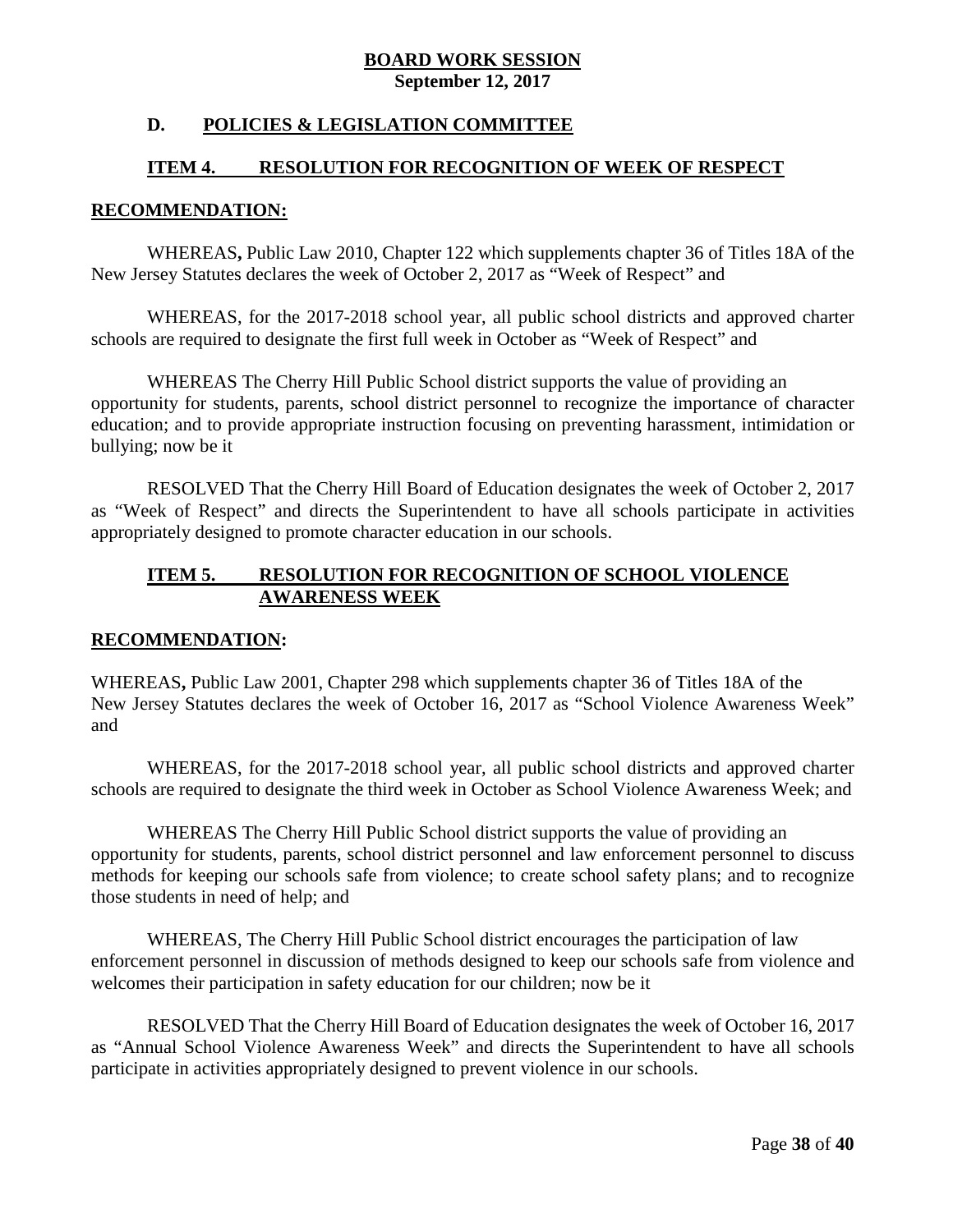**BOARD WORK SESSION**
**September 12, 2017**

## D. POLICIES & LEGISLATION COMMITTEE

### ITEM 4. RESOLUTION FOR RECOGNITION OF WEEK OF RESPECT

**RECOMMENDATION:**

WHEREAS**,** Public Law 2010, Chapter 122 which supplements chapter 36 of Titles 18A of the New Jersey Statutes declares the week of October 2, 2017 as "Week of Respect" and

WHEREAS, for the 2017-2018 school year, all public school districts and approved charter schools are required to designate the first full week in October as "Week of Respect" and

WHEREAS The Cherry Hill Public School district supports the value of providing an opportunity for students, parents, school district personnel to recognize the importance of character education; and to provide appropriate instruction focusing on preventing harassment, intimidation or bullying; now be it

RESOLVED That the Cherry Hill Board of Education designates the week of October 2, 2017 as "Week of Respect" and directs the Superintendent to have all schools participate in activities appropriately designed to promote character education in our schools.

### ITEM 5. RESOLUTION FOR RECOGNITION OF SCHOOL VIOLENCE AWARENESS WEEK

**RECOMMENDATION:**

WHEREAS**,** Public Law 2001, Chapter 298 which supplements chapter 36 of Titles 18A of the New Jersey Statutes declares the week of October 16, 2017 as "School Violence Awareness Week" and

WHEREAS, for the 2017-2018 school year, all public school districts and approved charter schools are required to designate the third week in October as School Violence Awareness Week; and

WHEREAS The Cherry Hill Public School district supports the value of providing an opportunity for students, parents, school district personnel and law enforcement personnel to discuss methods for keeping our schools safe from violence; to create school safety plans; and to recognize those students in need of help; and

WHEREAS, The Cherry Hill Public School district encourages the participation of law enforcement personnel in discussion of methods designed to keep our schools safe from violence and welcomes their participation in safety education for our children; now be it

RESOLVED That the Cherry Hill Board of Education designates the week of October 16, 2017 as "Annual School Violence Awareness Week" and directs the Superintendent to have all schools participate in activities appropriately designed to prevent violence in our schools.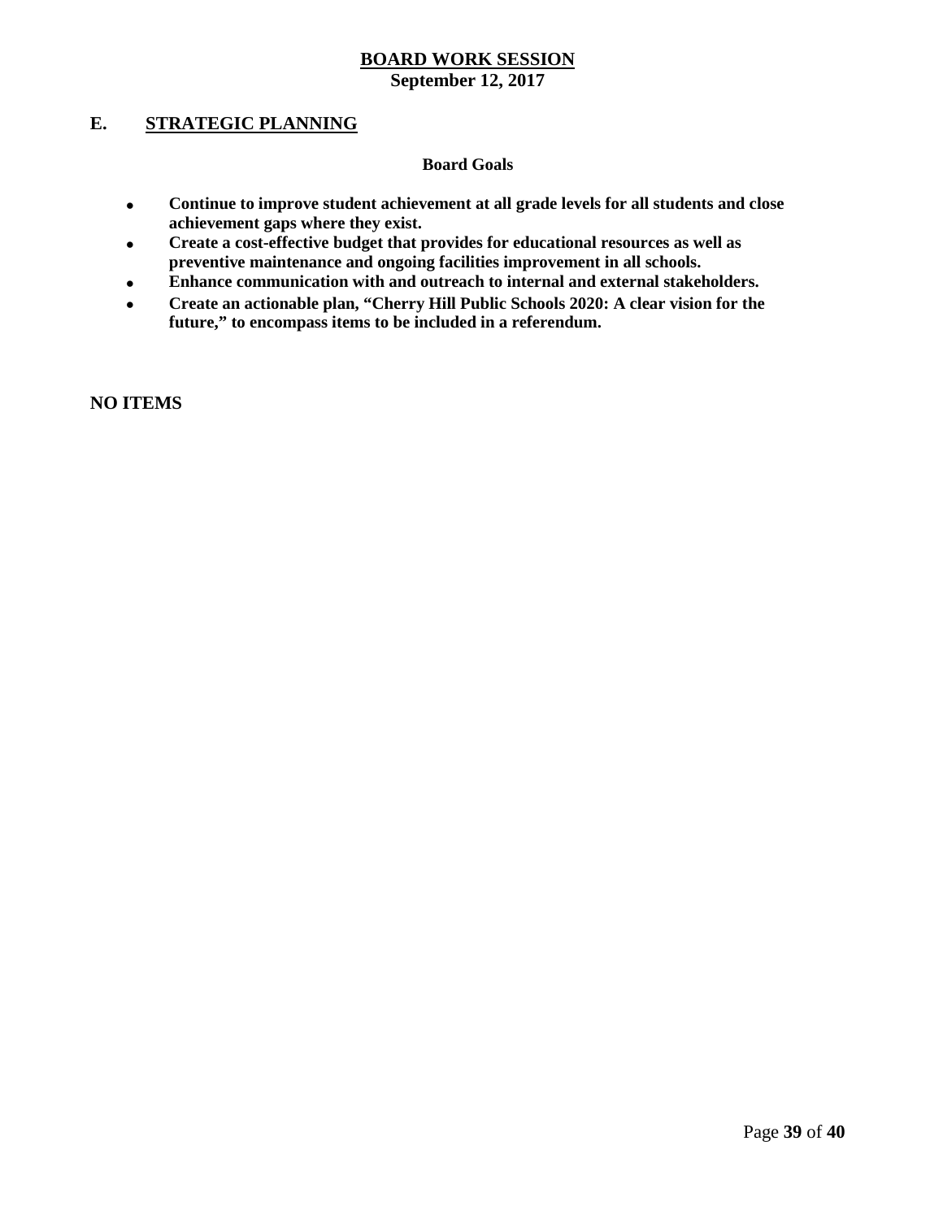## E. STRATEGIC PLANNING

**Board Goals**

- **Continue to improve student achievement at all grade levels for all students and close achievement gaps where they exist.**
- **Create a cost-effective budget that provides for educational resources as well as preventive maintenance and ongoing facilities improvement in all schools.**
- **Enhance communication with and outreach to internal and external stakeholders.**
- **Create an actionable plan, "Cherry Hill Public Schools 2020: A clear vision for the future," to encompass items to be included in a referendum.**

**NO ITEMS**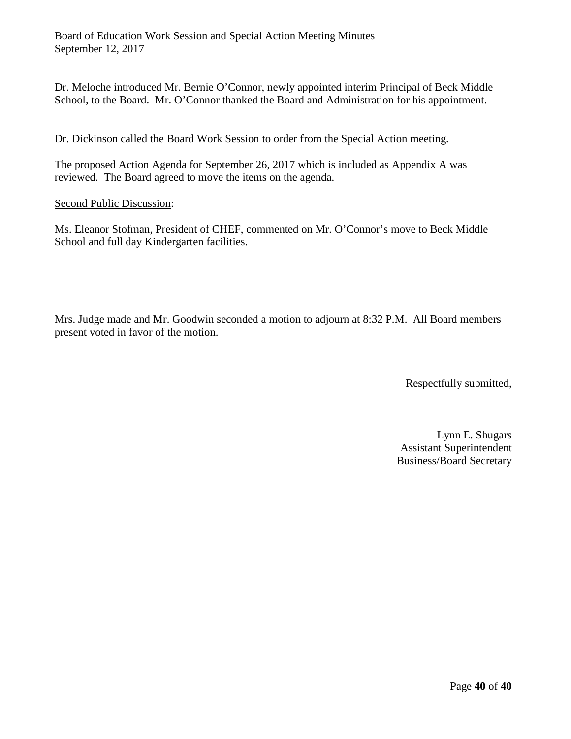Dr. Meloche introduced Mr. Bernie O'Connor, newly appointed interim Principal of Beck Middle School, to the Board. Mr. O'Connor thanked the Board and Administration for his appointment.

Dr. Dickinson called the Board Work Session to order from the Special Action meeting.

The proposed Action Agenda for September 26, 2017 which is included as Appendix A was reviewed. The Board agreed to move the items on the agenda.

Second Public Discussion:

Ms. Eleanor Stofman, President of CHEF, commented on Mr. O'Connor's move to Beck Middle School and full day Kindergarten facilities.

Mrs. Judge made and Mr. Goodwin seconded a motion to adjourn at 8:32 P.M. All Board members present voted in favor of the motion.

Respectfully submitted,

Lynn E. Shugars
Assistant Superintendent
Business/Board Secretary